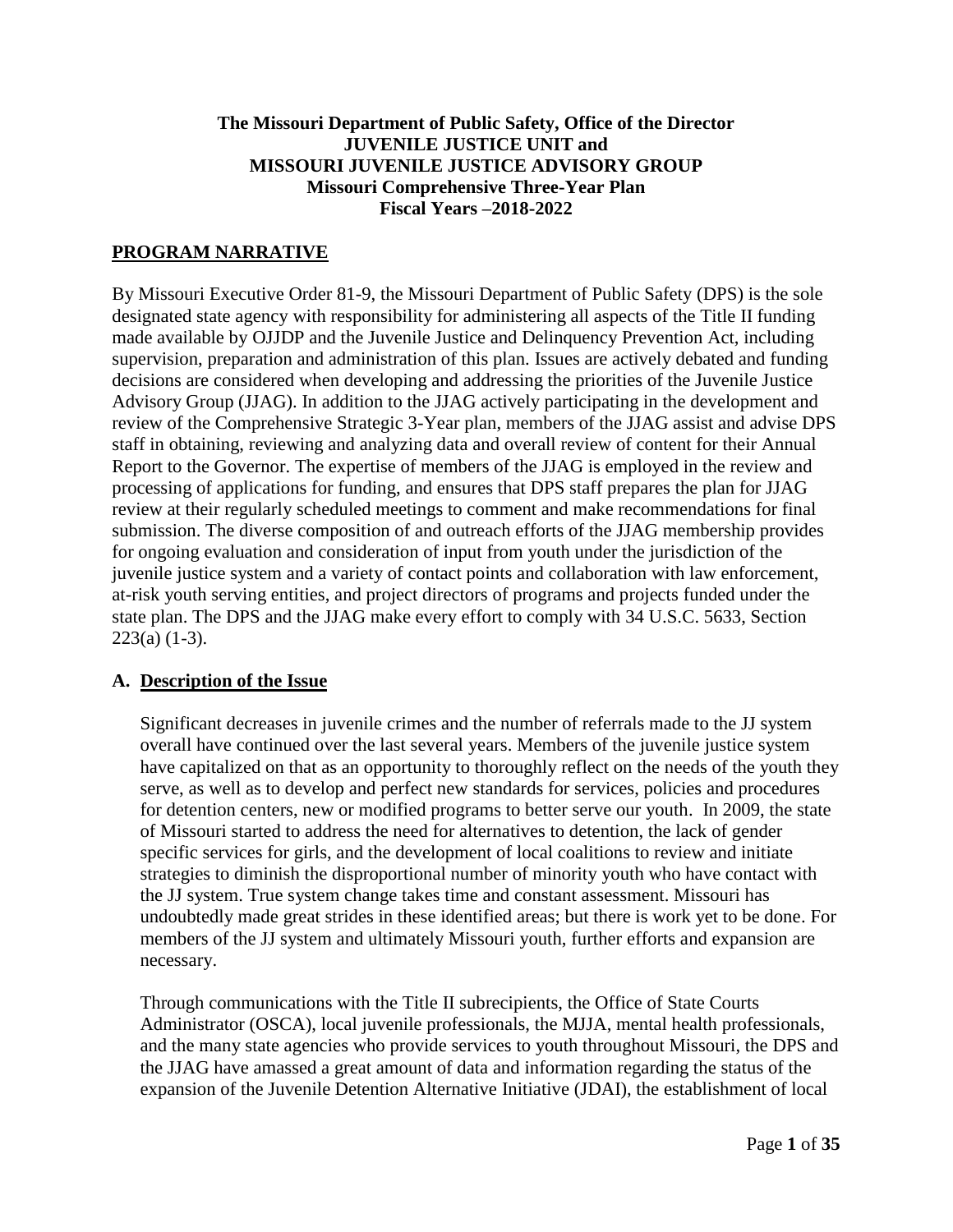**The Missouri Department of Public Safety, Office of the Director**
**JUVENILE JUSTICE UNIT and**
**MISSOURI JUVENILE JUSTICE ADVISORY GROUP**
**Missouri Comprehensive Three-Year Plan**
**Fiscal Years –2018-2022**

## PROGRAM NARRATIVE

By Missouri Executive Order 81-9, the Missouri Department of Public Safety (DPS) is the sole designated state agency with responsibility for administering all aspects of the Title II funding made available by OJJDP and the Juvenile Justice and Delinquency Prevention Act, including supervision, preparation and administration of this plan. Issues are actively debated and funding decisions are considered when developing and addressing the priorities of the Juvenile Justice Advisory Group (JJAG). In addition to the JJAG actively participating in the development and review of the Comprehensive Strategic 3-Year plan, members of the JJAG assist and advise DPS staff in obtaining, reviewing and analyzing data and overall review of content for their Annual Report to the Governor. The expertise of members of the JJAG is employed in the review and processing of applications for funding, and ensures that DPS staff prepares the plan for JJAG review at their regularly scheduled meetings to comment and make recommendations for final submission. The diverse composition of and outreach efforts of the JJAG membership provides for ongoing evaluation and consideration of input from youth under the jurisdiction of the juvenile justice system and a variety of contact points and collaboration with law enforcement, at-risk youth serving entities, and project directors of programs and projects funded under the state plan. The DPS and the JJAG make every effort to comply with 34 U.S.C. 5633, Section 223(a) (1-3).

### A. Description of the Issue

Significant decreases in juvenile crimes and the number of referrals made to the JJ system overall have continued over the last several years. Members of the juvenile justice system have capitalized on that as an opportunity to thoroughly reflect on the needs of the youth they serve, as well as to develop and perfect new standards for services, policies and procedures for detention centers, new or modified programs to better serve our youth. In 2009, the state of Missouri started to address the need for alternatives to detention, the lack of gender specific services for girls, and the development of local coalitions to review and initiate strategies to diminish the disproportional number of minority youth who have contact with the JJ system. True system change takes time and constant assessment. Missouri has undoubtedly made great strides in these identified areas; but there is work yet to be done. For members of the JJ system and ultimately Missouri youth, further efforts and expansion are necessary.

Through communications with the Title II subrecipients, the Office of State Courts Administrator (OSCA), local juvenile professionals, the MJJA, mental health professionals, and the many state agencies who provide services to youth throughout Missouri, the DPS and the JJAG have amassed a great amount of data and information regarding the status of the expansion of the Juvenile Detention Alternative Initiative (JDAI), the establishment of local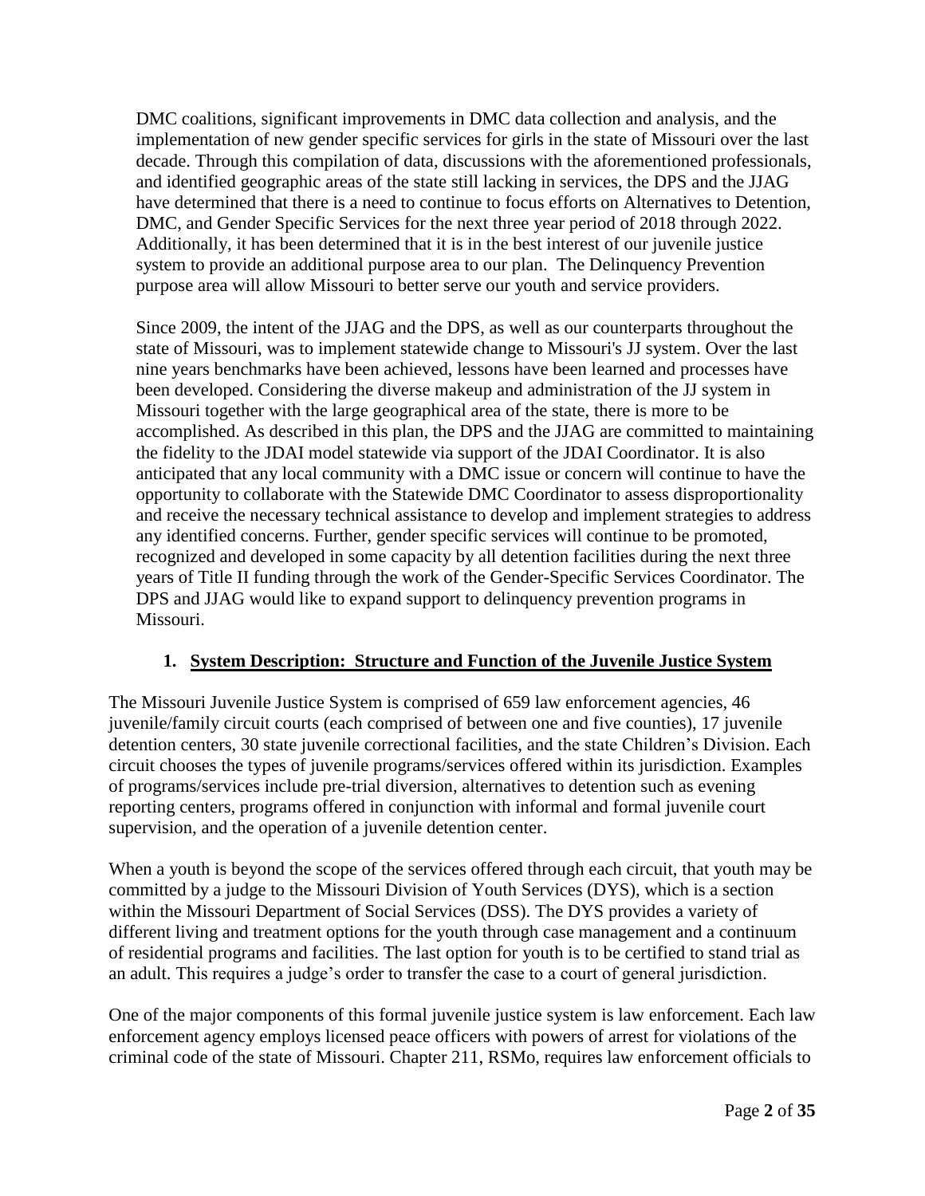DMC coalitions, significant improvements in DMC data collection and analysis, and the implementation of new gender specific services for girls in the state of Missouri over the last decade. Through this compilation of data, discussions with the aforementioned professionals, and identified geographic areas of the state still lacking in services, the DPS and the JJAG have determined that there is a need to continue to focus efforts on Alternatives to Detention, DMC, and Gender Specific Services for the next three year period of 2018 through 2022. Additionally, it has been determined that it is in the best interest of our juvenile justice system to provide an additional purpose area to our plan. The Delinquency Prevention purpose area will allow Missouri to better serve our youth and service providers.

Since 2009, the intent of the JJAG and the DPS, as well as our counterparts throughout the state of Missouri, was to implement statewide change to Missouri's JJ system. Over the last nine years benchmarks have been achieved, lessons have been learned and processes have been developed. Considering the diverse makeup and administration of the JJ system in Missouri together with the large geographical area of the state, there is more to be accomplished. As described in this plan, the DPS and the JJAG are committed to maintaining the fidelity to the JDAI model statewide via support of the JDAI Coordinator. It is also anticipated that any local community with a DMC issue or concern will continue to have the opportunity to collaborate with the Statewide DMC Coordinator to assess disproportionality and receive the necessary technical assistance to develop and implement strategies to address any identified concerns. Further, gender specific services will continue to be promoted, recognized and developed in some capacity by all detention facilities during the next three years of Title II funding through the work of the Gender-Specific Services Coordinator. The DPS and JJAG would like to expand support to delinquency prevention programs in Missouri.

## 1. System Description: Structure and Function of the Juvenile Justice System

The Missouri Juvenile Justice System is comprised of 659 law enforcement agencies, 46 juvenile/family circuit courts (each comprised of between one and five counties), 17 juvenile detention centers, 30 state juvenile correctional facilities, and the state Children's Division. Each circuit chooses the types of juvenile programs/services offered within its jurisdiction. Examples of programs/services include pre-trial diversion, alternatives to detention such as evening reporting centers, programs offered in conjunction with informal and formal juvenile court supervision, and the operation of a juvenile detention center.

When a youth is beyond the scope of the services offered through each circuit, that youth may be committed by a judge to the Missouri Division of Youth Services (DYS), which is a section within the Missouri Department of Social Services (DSS). The DYS provides a variety of different living and treatment options for the youth through case management and a continuum of residential programs and facilities. The last option for youth is to be certified to stand trial as an adult. This requires a judge's order to transfer the case to a court of general jurisdiction.

One of the major components of this formal juvenile justice system is law enforcement. Each law enforcement agency employs licensed peace officers with powers of arrest for violations of the criminal code of the state of Missouri. Chapter 211, RSMo, requires law enforcement officials to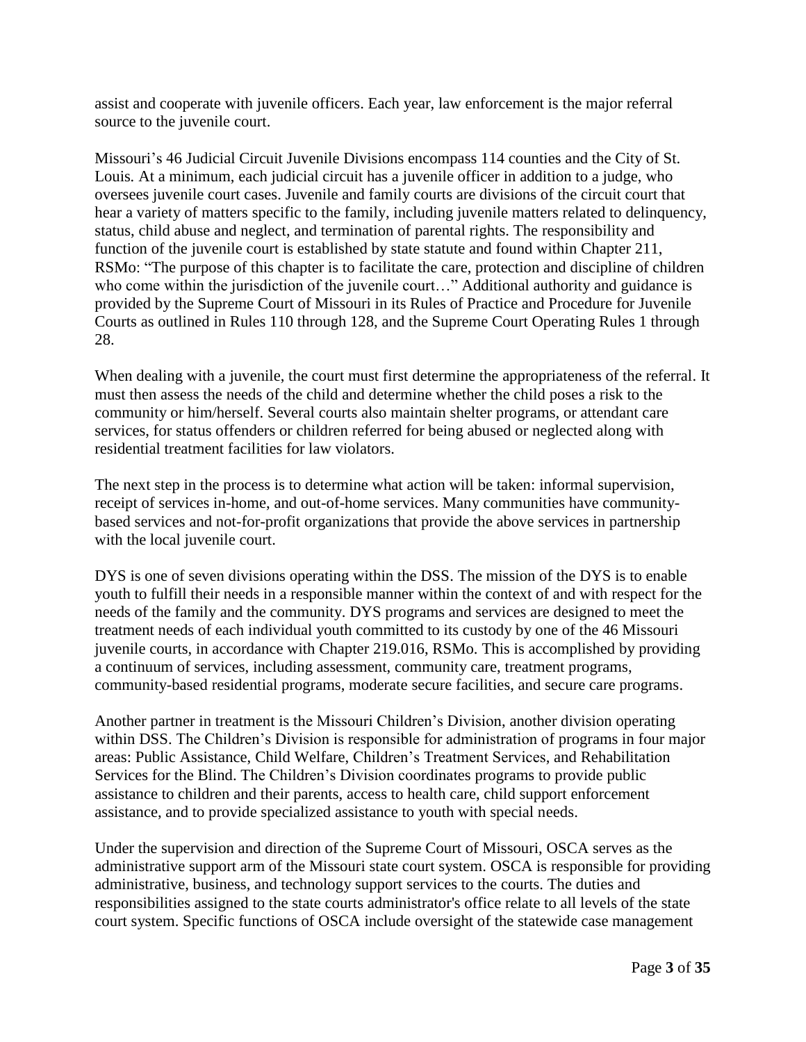assist and cooperate with juvenile officers. Each year, law enforcement is the major referral source to the juvenile court.

Missouri's 46 Judicial Circuit Juvenile Divisions encompass 114 counties and the City of St. Louis. At a minimum, each judicial circuit has a juvenile officer in addition to a judge, who oversees juvenile court cases. Juvenile and family courts are divisions of the circuit court that hear a variety of matters specific to the family, including juvenile matters related to delinquency, status, child abuse and neglect, and termination of parental rights. The responsibility and function of the juvenile court is established by state statute and found within Chapter 211, RSMo: "The purpose of this chapter is to facilitate the care, protection and discipline of children who come within the jurisdiction of the juvenile court…" Additional authority and guidance is provided by the Supreme Court of Missouri in its Rules of Practice and Procedure for Juvenile Courts as outlined in Rules 110 through 128, and the Supreme Court Operating Rules 1 through 28.

When dealing with a juvenile, the court must first determine the appropriateness of the referral. It must then assess the needs of the child and determine whether the child poses a risk to the community or him/herself. Several courts also maintain shelter programs, or attendant care services, for status offenders or children referred for being abused or neglected along with residential treatment facilities for law violators.

The next step in the process is to determine what action will be taken: informal supervision, receipt of services in-home, and out-of-home services. Many communities have community-based services and not-for-profit organizations that provide the above services in partnership with the local juvenile court.

DYS is one of seven divisions operating within the DSS. The mission of the DYS is to enable youth to fulfill their needs in a responsible manner within the context of and with respect for the needs of the family and the community. DYS programs and services are designed to meet the treatment needs of each individual youth committed to its custody by one of the 46 Missouri juvenile courts, in accordance with Chapter 219.016, RSMo. This is accomplished by providing a continuum of services, including assessment, community care, treatment programs, community-based residential programs, moderate secure facilities, and secure care programs.

Another partner in treatment is the Missouri Children's Division, another division operating within DSS. The Children's Division is responsible for administration of programs in four major areas: Public Assistance, Child Welfare, Children's Treatment Services, and Rehabilitation Services for the Blind. The Children's Division coordinates programs to provide public assistance to children and their parents, access to health care, child support enforcement assistance, and to provide specialized assistance to youth with special needs.

Under the supervision and direction of the Supreme Court of Missouri, OSCA serves as the administrative support arm of the Missouri state court system. OSCA is responsible for providing administrative, business, and technology support services to the courts. The duties and responsibilities assigned to the state courts administrator's office relate to all levels of the state court system. Specific functions of OSCA include oversight of the statewide case management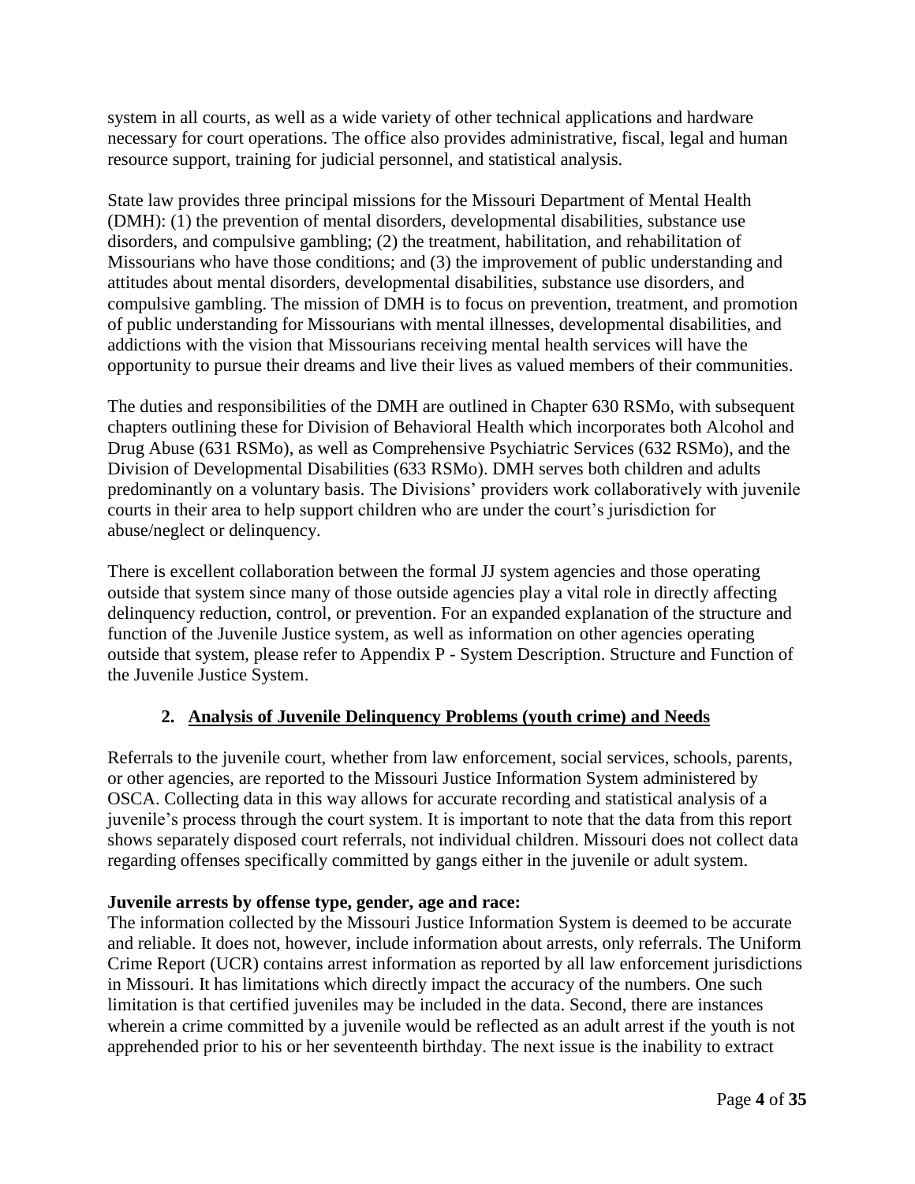system in all courts, as well as a wide variety of other technical applications and hardware necessary for court operations. The office also provides administrative, fiscal, legal and human resource support, training for judicial personnel, and statistical analysis.

State law provides three principal missions for the Missouri Department of Mental Health (DMH): (1) the prevention of mental disorders, developmental disabilities, substance use disorders, and compulsive gambling; (2) the treatment, habilitation, and rehabilitation of Missourians who have those conditions; and (3) the improvement of public understanding and attitudes about mental disorders, developmental disabilities, substance use disorders, and compulsive gambling. The mission of DMH is to focus on prevention, treatment, and promotion of public understanding for Missourians with mental illnesses, developmental disabilities, and addictions with the vision that Missourians receiving mental health services will have the opportunity to pursue their dreams and live their lives as valued members of their communities.

The duties and responsibilities of the DMH are outlined in Chapter 630 RSMo, with subsequent chapters outlining these for Division of Behavioral Health which incorporates both Alcohol and Drug Abuse (631 RSMo), as well as Comprehensive Psychiatric Services (632 RSMo), and the Division of Developmental Disabilities (633 RSMo). DMH serves both children and adults predominantly on a voluntary basis. The Divisions' providers work collaboratively with juvenile courts in their area to help support children who are under the court's jurisdiction for abuse/neglect or delinquency.

There is excellent collaboration between the formal JJ system agencies and those operating outside that system since many of those outside agencies play a vital role in directly affecting delinquency reduction, control, or prevention. For an expanded explanation of the structure and function of the Juvenile Justice system, as well as information on other agencies operating outside that system, please refer to Appendix P - System Description. Structure and Function of the Juvenile Justice System.

## 2. Analysis of Juvenile Delinquency Problems (youth crime) and Needs

Referrals to the juvenile court, whether from law enforcement, social services, schools, parents, or other agencies, are reported to the Missouri Justice Information System administered by OSCA. Collecting data in this way allows for accurate recording and statistical analysis of a juvenile's process through the court system. It is important to note that the data from this report shows separately disposed court referrals, not individual children. Missouri does not collect data regarding offenses specifically committed by gangs either in the juvenile or adult system.

**Juvenile arrests by offense type, gender, age and race:**

The information collected by the Missouri Justice Information System is deemed to be accurate and reliable. It does not, however, include information about arrests, only referrals. The Uniform Crime Report (UCR) contains arrest information as reported by all law enforcement jurisdictions in Missouri. It has limitations which directly impact the accuracy of the numbers. One such limitation is that certified juveniles may be included in the data. Second, there are instances wherein a crime committed by a juvenile would be reflected as an adult arrest if the youth is not apprehended prior to his or her seventeenth birthday. The next issue is the inability to extract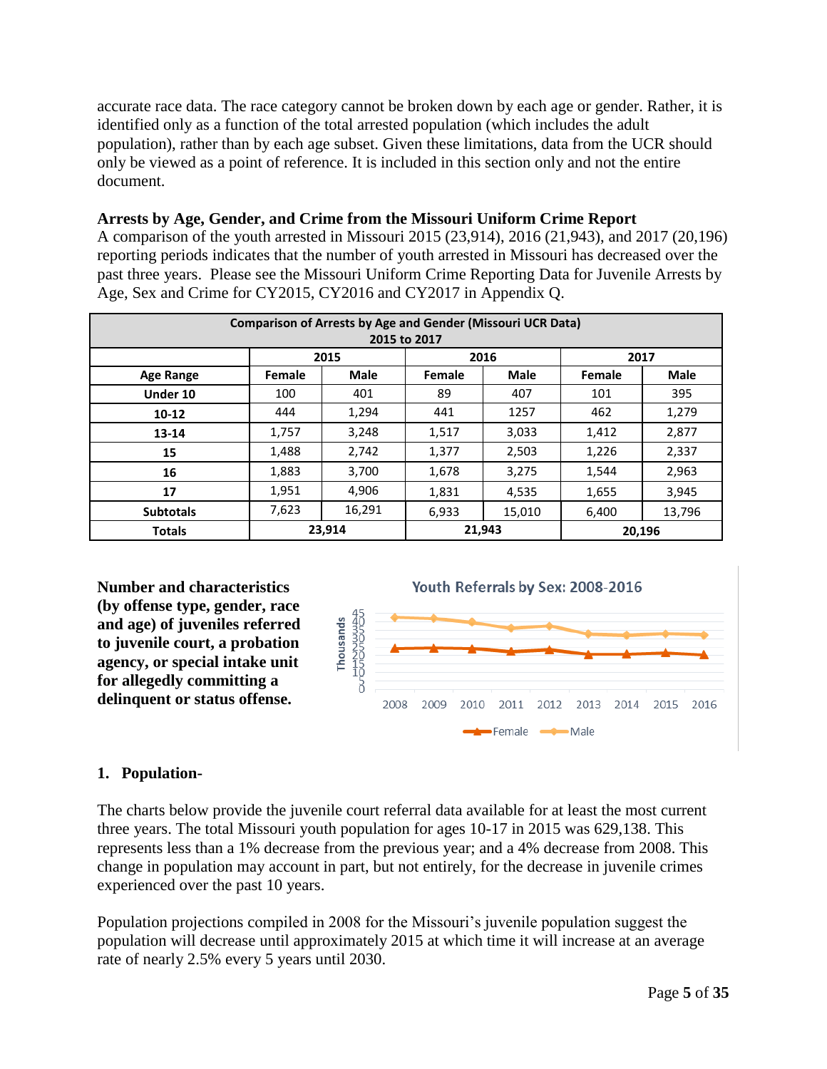accurate race data. The race category cannot be broken down by each age or gender. Rather, it is identified only as a function of the total arrested population (which includes the adult population), rather than by each age subset. Given these limitations, data from the UCR should only be viewed as a point of reference. It is included in this section only and not the entire document.

**Arrests by Age, Gender, and Crime from the Missouri Uniform Crime Report**

A comparison of the youth arrested in Missouri 2015 (23,914), 2016 (21,943), and 2017 (20,196) reporting periods indicates that the number of youth arrested in Missouri has decreased over the past three years. Please see the Missouri Uniform Crime Reporting Data for Juvenile Arrests by Age, Sex and Crime for CY2015, CY2016 and CY2017 in Appendix Q.

| Comparison of Arrests by Age and Gender (Missouri UCR Data) 2015 to 2017 | | | | | | |
|---|---|---|---|---|---|---|
| | 2015 | | 2016 | | 2017 | |
| **Age Range** | **Female** | **Male** | **Female** | **Male** | **Female** | **Male** |
| **Under 10** | 100 | 401 | 89 | 407 | 101 | 395 |
| **10-12** | 444 | 1,294 | 441 | 1257 | 462 | 1,279 |
| **13-14** | 1,757 | 3,248 | 1,517 | 3,033 | 1,412 | 2,877 |
| **15** | 1,488 | 2,742 | 1,377 | 2,503 | 1,226 | 2,337 |
| **16** | 1,883 | 3,700 | 1,678 | 3,275 | 1,544 | 2,963 |
| **17** | 1,951 | 4,906 | 1,831 | 4,535 | 1,655 | 3,945 |
| **Subtotals** | 7,623 | 16,291 | 6,933 | 15,010 | 6,400 | 13,796 |
| **Totals** | 23,914 | | 21,943 | | 20,196 | |

**Number and characteristics (by offense type, gender, race and age) of juveniles referred to juvenile court, a probation agency, or special intake unit for allegedly committing a delinquent or status offense.**

Youth Referrals by Sex: 2008-2016

**1. Population-**

The charts below provide the juvenile court referral data available for at least the most current three years. The total Missouri youth population for ages 10-17 in 2015 was 629,138. This represents less than a 1% decrease from the previous year; and a 4% decrease from 2008. This change in population may account in part, but not entirely, for the decrease in juvenile crimes experienced over the past 10 years.

Population projections compiled in 2008 for the Missouri's juvenile population suggest the population will decrease until approximately 2015 at which time it will increase at an average rate of nearly 2.5% every 5 years until 2030.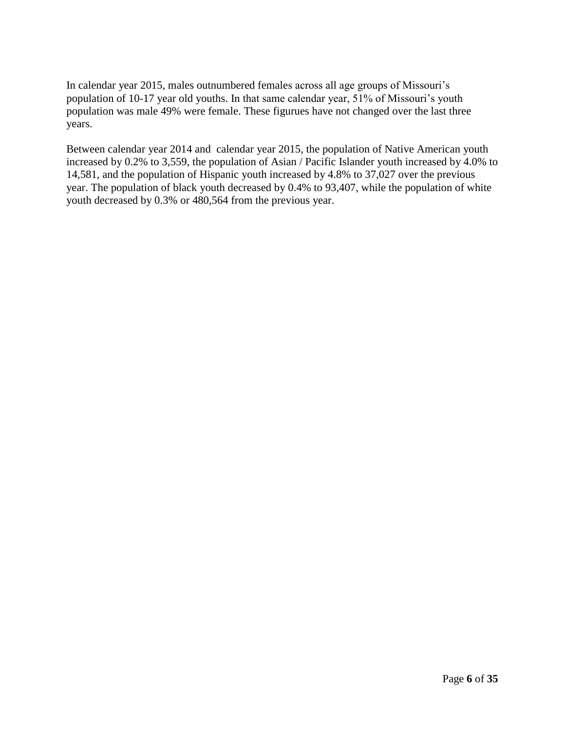In calendar year 2015, males outnumbered females across all age groups of Missouri's population of 10-17 year old youths. In that same calendar year, 51% of Missouri's youth population was male 49% were female. These figurues have not changed over the last three years.

Between calendar year 2014 and  calendar year 2015, the population of Native American youth increased by 0.2% to 3,559, the population of Asian / Pacific Islander youth increased by 4.0% to 14,581, and the population of Hispanic youth increased by 4.8% to 37,027 over the previous year. The population of black youth decreased by 0.4% to 93,407, while the population of white youth decreased by 0.3% or 480,564 from the previous year.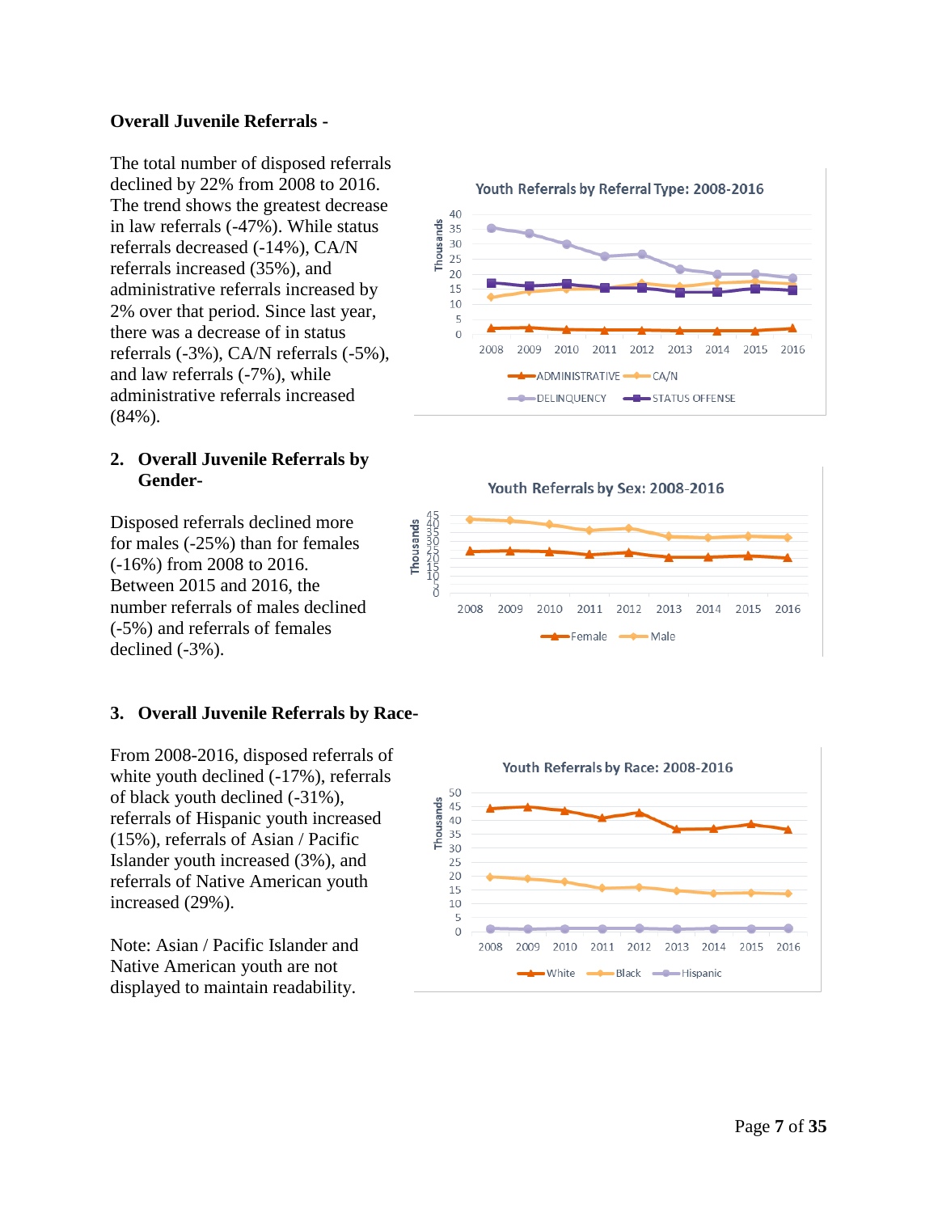**Overall Juvenile Referrals -**

The total number of disposed referrals declined by 22% from 2008 to 2016. The trend shows the greatest decrease in law referrals (-47%). While status referrals decreased (-14%), CA/N referrals increased (35%), and administrative referrals increased by 2% over that period. Since last year, there was a decrease of in status referrals (-3%), CA/N referrals (-5%), and law referrals (-7%), while administrative referrals increased (84%).

## 2. Overall Juvenile Referrals by Gender-

Disposed referrals declined more for males (-25%) than for females (-16%) from 2008 to 2016. Between 2015 and 2016, the number referrals of males declined (-5%) and referrals of females declined (-3%).

## 3. Overall Juvenile Referrals by Race-

From 2008-2016, disposed referrals of white youth declined (-17%), referrals of black youth declined (-31%), referrals of Hispanic youth increased (15%), referrals of Asian / Pacific Islander youth increased (3%), and referrals of Native American youth increased (29%).

Note: Asian / Pacific Islander and Native American youth are not displayed to maintain readability.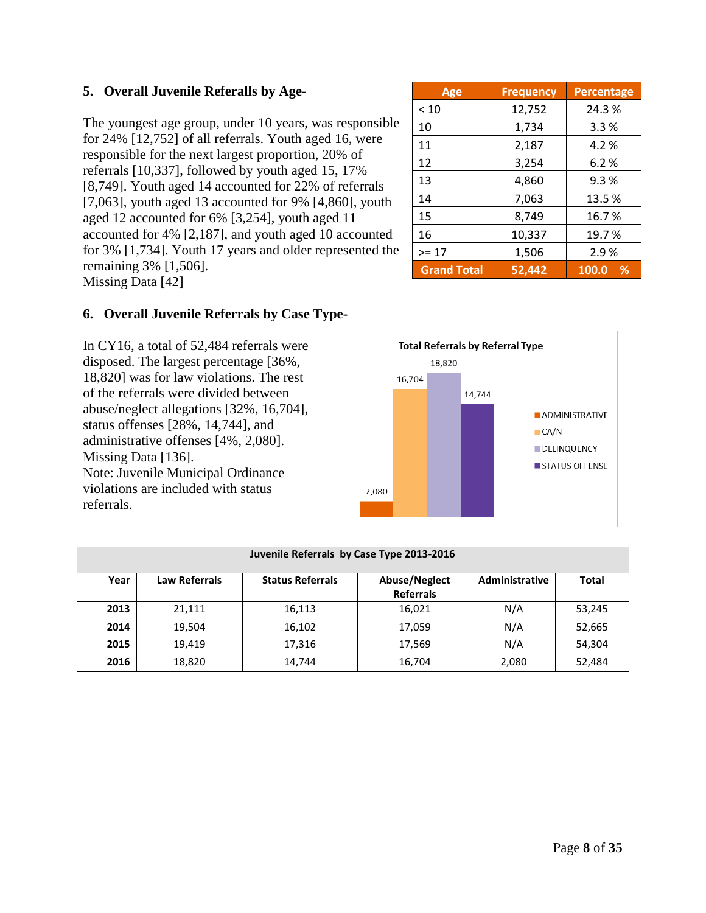## 5. Overall Juvenile Referrals by Age-

The youngest age group, under 10 years, was responsible for 24% [12,752] of all referrals. Youth aged 16, were responsible for the next largest proportion, 20% of referrals [10,337], followed by youth aged 15, 17% [8,749]. Youth aged 14 accounted for 22% of referrals [7,063], youth aged 13 accounted for 9% [4,860], youth aged 12 accounted for 6% [3,254], youth aged 11 accounted for 4% [2,187], and youth aged 10 accounted for 3% [1,734]. Youth 17 years and older represented the remaining 3% [1,506].
Missing Data [42]

| Age | Frequency | Percentage |
|---|---|---|
| < 10 | 12,752 | 24.3 % |
| 10 | 1,734 | 3.3 % |
| 11 | 2,187 | 4.2 % |
| 12 | 3,254 | 6.2 % |
| 13 | 4,860 | 9.3 % |
| 14 | 7,063 | 13.5 % |
| 15 | 8,749 | 16.7 % |
| 16 | 10,337 | 19.7 % |
| >= 17 | 1,506 | 2.9 % |
| **Grand Total** | **52,442** | **100.0 %** |

## 6. Overall Juvenile Referrals by Case Type-

In CY16, a total of 52,484 referrals were disposed. The largest percentage [36%, 18,820] was for law violations. The rest of the referrals were divided between abuse/neglect allegations [32%, 16,704], status offenses [28%, 14,744], and administrative offenses [4%, 2,080].
Missing Data [136].
Note: Juvenile Municipal Ordinance violations are included with status referrals.

**Total Referrals by Referral Type**

| Referral Type | Total |
|---|---|
| ADMINISTRATIVE | 2,080 |
| CA/N | 16,704 |
| DELINQUENCY | 18,820 |
| STATUS OFFENSE | 14,744 |

**Juvenile Referrals by Case Type 2013-2016**

| Year | Law Referrals | Status Referrals | Abuse/Neglect Referrals | Administrative | Total |
|---|---|---|---|---|---|
| 2013 | 21,111 | 16,113 | 16,021 | N/A | 53,245 |
| 2014 | 19,504 | 16,102 | 17,059 | N/A | 52,665 |
| 2015 | 19,419 | 17,316 | 17,569 | N/A | 54,304 |
| 2016 | 18,820 | 14,744 | 16,704 | 2,080 | 52,484 |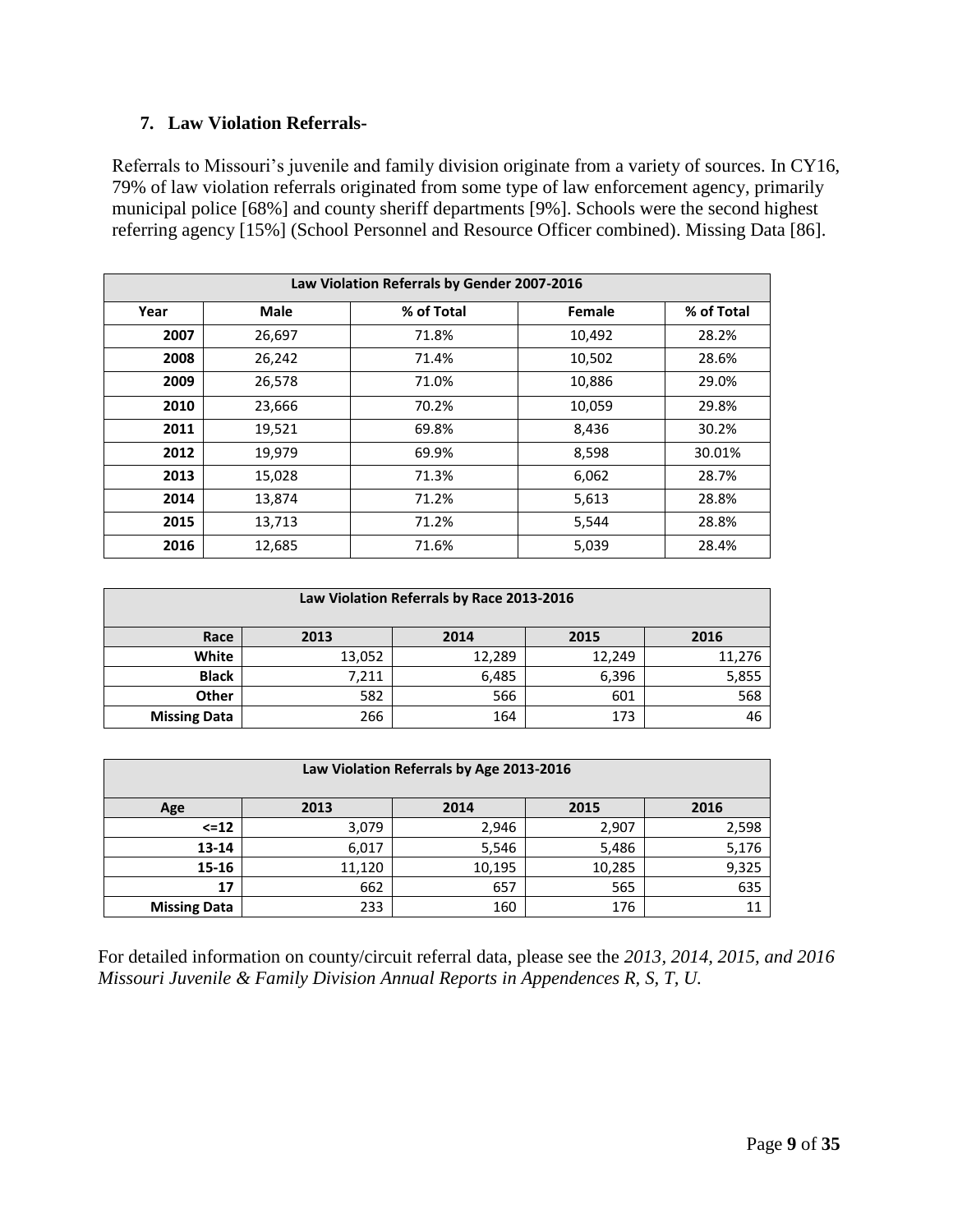### 7. Law Violation Referrals-

Referrals to Missouri's juvenile and family division originate from a variety of sources. In CY16, 79% of law violation referrals originated from some type of law enforcement agency, primarily municipal police [68%] and county sheriff departments [9%]. Schools were the second highest referring agency [15%] (School Personnel and Resource Officer combined). Missing Data [86].

| Law Violation Referrals by Gender 2007-2016 | | | | |
|---|---|---|---|---|
| Year | Male | % of Total | Female | % of Total |
| 2007 | 26,697 | 71.8% | 10,492 | 28.2% |
| 2008 | 26,242 | 71.4% | 10,502 | 28.6% |
| 2009 | 26,578 | 71.0% | 10,886 | 29.0% |
| 2010 | 23,666 | 70.2% | 10,059 | 29.8% |
| 2011 | 19,521 | 69.8% | 8,436 | 30.2% |
| 2012 | 19,979 | 69.9% | 8,598 | 30.01% |
| 2013 | 15,028 | 71.3% | 6,062 | 28.7% |
| 2014 | 13,874 | 71.2% | 5,613 | 28.8% |
| 2015 | 13,713 | 71.2% | 5,544 | 28.8% |
| 2016 | 12,685 | 71.6% | 5,039 | 28.4% |

| Law Violation Referrals by Race 2013-2016 | | | | |
|---|---|---|---|---|
| Race | 2013 | 2014 | 2015 | 2016 |
| White | 13,052 | 12,289 | 12,249 | 11,276 |
| Black | 7,211 | 6,485 | 6,396 | 5,855 |
| Other | 582 | 566 | 601 | 568 |
| Missing Data | 266 | 164 | 173 | 46 |

| Law Violation Referrals by Age 2013-2016 | | | | |
|---|---|---|---|---|
| Age | 2013 | 2014 | 2015 | 2016 |
| <=12 | 3,079 | 2,946 | 2,907 | 2,598 |
| 13-14 | 6,017 | 5,546 | 5,486 | 5,176 |
| 15-16 | 11,120 | 10,195 | 10,285 | 9,325 |
| 17 | 662 | 657 | 565 | 635 |
| Missing Data | 233 | 160 | 176 | 11 |

For detailed information on county/circuit referral data, please see the *2013, 2014, 2015, and 2016 Missouri Juvenile & Family Division Annual Reports in Appendences R, S, T, U.*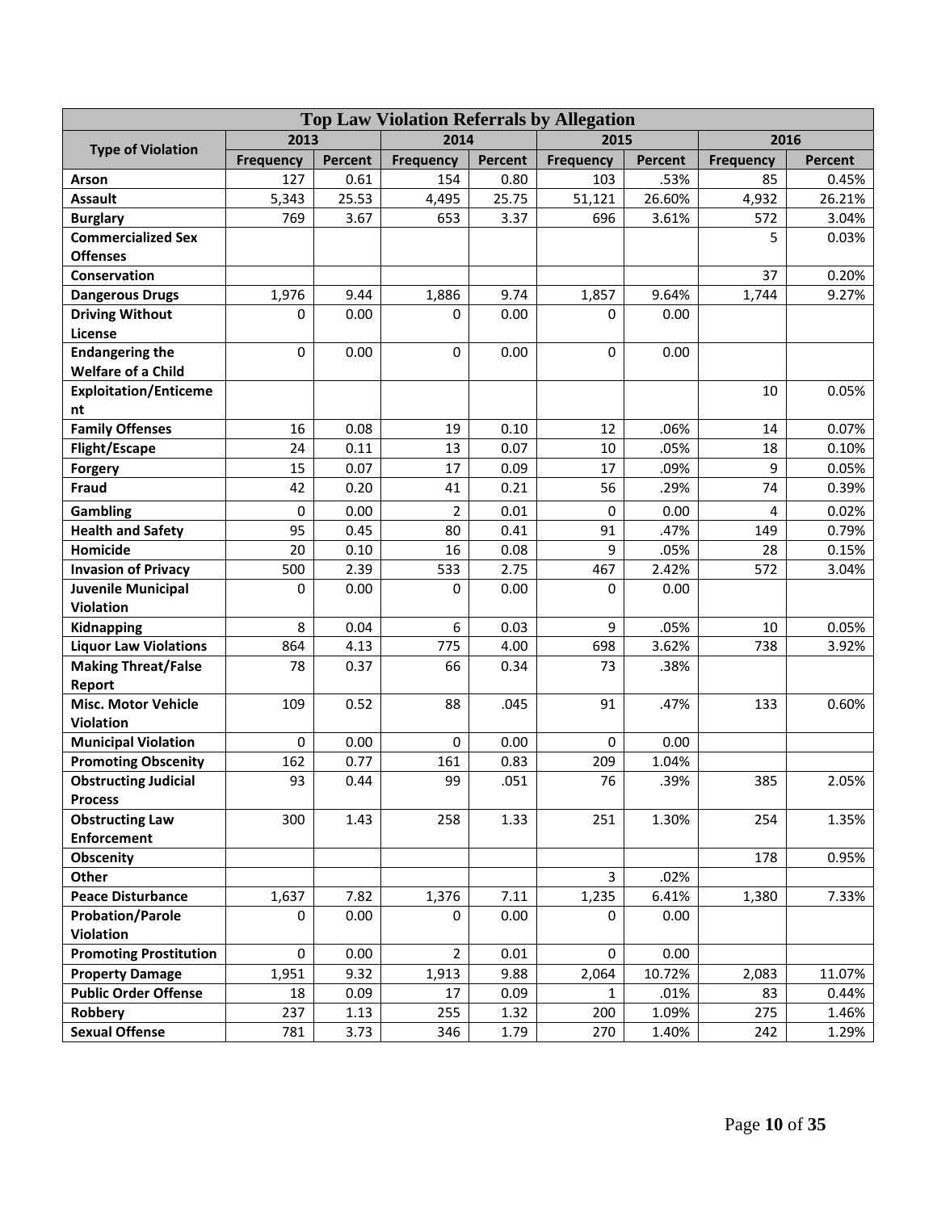| Top Law Violation Referrals by Allegation | | | | | | | | |
|---|---|---|---|---|---|---|---|---|
| Type of Violation | 2013 | | 2014 | | 2015 | | 2016 | |
| | Frequency | Percent | Frequency | Percent | Frequency | Percent | Frequency | Percent |
| **Arson** | 127 | 0.61 | 154 | 0.80 | 103 | .53% | 85 | 0.45% |
| **Assault** | 5,343 | 25.53 | 4,495 | 25.75 | 51,121 | 26.60% | 4,932 | 26.21% |
| **Burglary** | 769 | 3.67 | 653 | 3.37 | 696 | 3.61% | 572 | 3.04% |
| **Commercialized Sex Offenses** | | | | | | | 5 | 0.03% |
| **Conservation** | | | | | | | 37 | 0.20% |
| **Dangerous Drugs** | 1,976 | 9.44 | 1,886 | 9.74 | 1,857 | 9.64% | 1,744 | 9.27% |
| **Driving Without License** | 0 | 0.00 | 0 | 0.00 | 0 | 0.00 | | |
| **Endangering the Welfare of a Child** | 0 | 0.00 | 0 | 0.00 | 0 | 0.00 | | |
| **Exploitation/Enticement** | | | | | | | 10 | 0.05% |
| **Family Offenses** | 16 | 0.08 | 19 | 0.10 | 12 | .06% | 14 | 0.07% |
| **Flight/Escape** | 24 | 0.11 | 13 | 0.07 | 10 | .05% | 18 | 0.10% |
| **Forgery** | 15 | 0.07 | 17 | 0.09 | 17 | .09% | 9 | 0.05% |
| **Fraud** | 42 | 0.20 | 41 | 0.21 | 56 | .29% | 74 | 0.39% |
| **Gambling** | 0 | 0.00 | 2 | 0.01 | 0 | 0.00 | 4 | 0.02% |
| **Health and Safety** | 95 | 0.45 | 80 | 0.41 | 91 | .47% | 149 | 0.79% |
| **Homicide** | 20 | 0.10 | 16 | 0.08 | 9 | .05% | 28 | 0.15% |
| **Invasion of Privacy** | 500 | 2.39 | 533 | 2.75 | 467 | 2.42% | 572 | 3.04% |
| **Juvenile Municipal Violation** | 0 | 0.00 | 0 | 0.00 | 0 | 0.00 | | |
| **Kidnapping** | 8 | 0.04 | 6 | 0.03 | 9 | .05% | 10 | 0.05% |
| **Liquor Law Violations** | 864 | 4.13 | 775 | 4.00 | 698 | 3.62% | 738 | 3.92% |
| **Making Threat/False Report** | 78 | 0.37 | 66 | 0.34 | 73 | .38% | | |
| **Misc. Motor Vehicle Violation** | 109 | 0.52 | 88 | .045 | 91 | .47% | 133 | 0.60% |
| **Municipal Violation** | 0 | 0.00 | 0 | 0.00 | 0 | 0.00 | | |
| **Promoting Obscenity** | 162 | 0.77 | 161 | 0.83 | 209 | 1.04% | | |
| **Obstructing Judicial Process** | 93 | 0.44 | 99 | .051 | 76 | .39% | 385 | 2.05% |
| **Obstructing Law Enforcement** | 300 | 1.43 | 258 | 1.33 | 251 | 1.30% | 254 | 1.35% |
| **Obscenity** | | | | | | | 178 | 0.95% |
| **Other** | | | | | 3 | .02% | | |
| **Peace Disturbance** | 1,637 | 7.82 | 1,376 | 7.11 | 1,235 | 6.41% | 1,380 | 7.33% |
| **Probation/Parole Violation** | 0 | 0.00 | 0 | 0.00 | 0 | 0.00 | | |
| **Promoting Prostitution** | 0 | 0.00 | 2 | 0.01 | 0 | 0.00 | | |
| **Property Damage** | 1,951 | 9.32 | 1,913 | 9.88 | 2,064 | 10.72% | 2,083 | 11.07% |
| **Public Order Offense** | 18 | 0.09 | 17 | 0.09 | 1 | .01% | 83 | 0.44% |
| **Robbery** | 237 | 1.13 | 255 | 1.32 | 200 | 1.09% | 275 | 1.46% |
| **Sexual Offense** | 781 | 3.73 | 346 | 1.79 | 270 | 1.40% | 242 | 1.29% |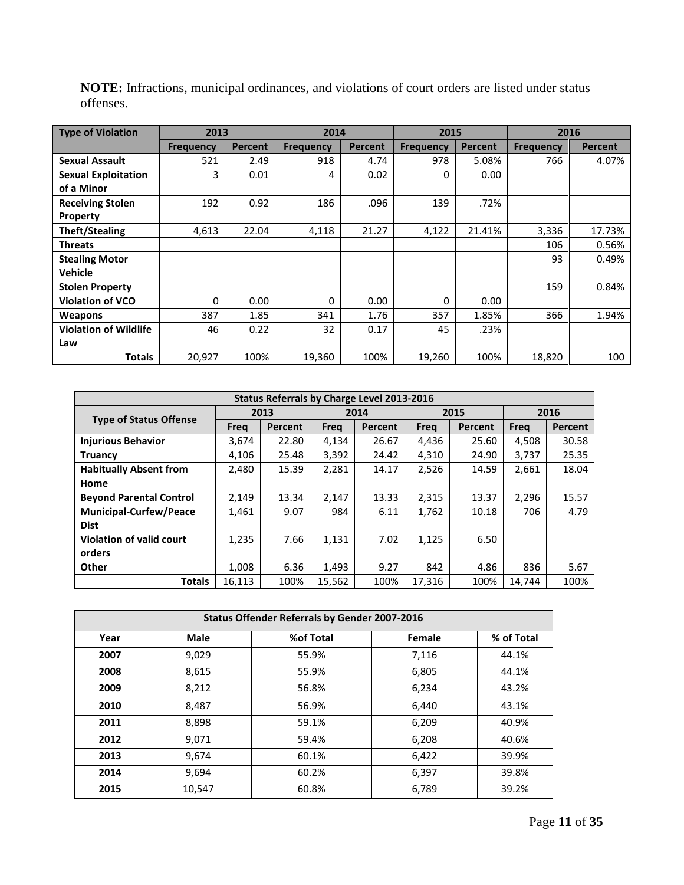**NOTE:** Infractions, municipal ordinances, and violations of court orders are listed under status offenses.

| Type of Violation | 2013 | | 2014 | | 2015 | | 2016 | |
|---|---|---|---|---|---|---|---|---|
| | Frequency | Percent | Frequency | Percent | Frequency | Percent | Frequency | Percent |
| Sexual Assault | 521 | 2.49 | 918 | 4.74 | 978 | 5.08% | 766 | 4.07% |
| Sexual Exploitation of a Minor | 3 | 0.01 | 4 | 0.02 | 0 | 0.00 | | |
| Receiving Stolen Property | 192 | 0.92 | 186 | .096 | 139 | .72% | | |
| Theft/Stealing | 4,613 | 22.04 | 4,118 | 21.27 | 4,122 | 21.41% | 3,336 | 17.73% |
| Threats | | | | | | | 106 | 0.56% |
| Stealing Motor Vehicle | | | | | | | 93 | 0.49% |
| Stolen Property | | | | | | | 159 | 0.84% |
| Violation of VCO | 0 | 0.00 | 0 | 0.00 | 0 | 0.00 | | |
| Weapons | 387 | 1.85 | 341 | 1.76 | 357 | 1.85% | 366 | 1.94% |
| Violation of Wildlife Law | 46 | 0.22 | 32 | 0.17 | 45 | .23% | | |
| Totals | 20,927 | 100% | 19,360 | 100% | 19,260 | 100% | 18,820 | 100 |

| Status Referrals by Charge Level 2013-2016 | | | | | | | | |
|---|---|---|---|---|---|---|---|---|
| Type of Status Offense | 2013 | | 2014 | | 2015 | | 2016 | |
| | Freq | Percent | Freq | Percent | Freq | Percent | Freq | Percent |
| Injurious Behavior | 3,674 | 22.80 | 4,134 | 26.67 | 4,436 | 25.60 | 4,508 | 30.58 |
| Truancy | 4,106 | 25.48 | 3,392 | 24.42 | 4,310 | 24.90 | 3,737 | 25.35 |
| Habitually Absent from Home | 2,480 | 15.39 | 2,281 | 14.17 | 2,526 | 14.59 | 2,661 | 18.04 |
| Beyond Parental Control | 2,149 | 13.34 | 2,147 | 13.33 | 2,315 | 13.37 | 2,296 | 15.57 |
| Municipal-Curfew/Peace Dist | 1,461 | 9.07 | 984 | 6.11 | 1,762 | 10.18 | 706 | 4.79 |
| Violation of valid court orders | 1,235 | 7.66 | 1,131 | 7.02 | 1,125 | 6.50 | | |
| Other | 1,008 | 6.36 | 1,493 | 9.27 | 842 | 4.86 | 836 | 5.67 |
| Totals | 16,113 | 100% | 15,562 | 100% | 17,316 | 100% | 14,744 | 100% |

| Status Offender Referrals by Gender 2007-2016 | | | | |
|---|---|---|---|---|
| Year | Male | %of Total | Female | % of Total |
| 2007 | 9,029 | 55.9% | 7,116 | 44.1% |
| 2008 | 8,615 | 55.9% | 6,805 | 44.1% |
| 2009 | 8,212 | 56.8% | 6,234 | 43.2% |
| 2010 | 8,487 | 56.9% | 6,440 | 43.1% |
| 2011 | 8,898 | 59.1% | 6,209 | 40.9% |
| 2012 | 9,071 | 59.4% | 6,208 | 40.6% |
| 2013 | 9,674 | 60.1% | 6,422 | 39.9% |
| 2014 | 9,694 | 60.2% | 6,397 | 39.8% |
| 2015 | 10,547 | 60.8% | 6,789 | 39.2% |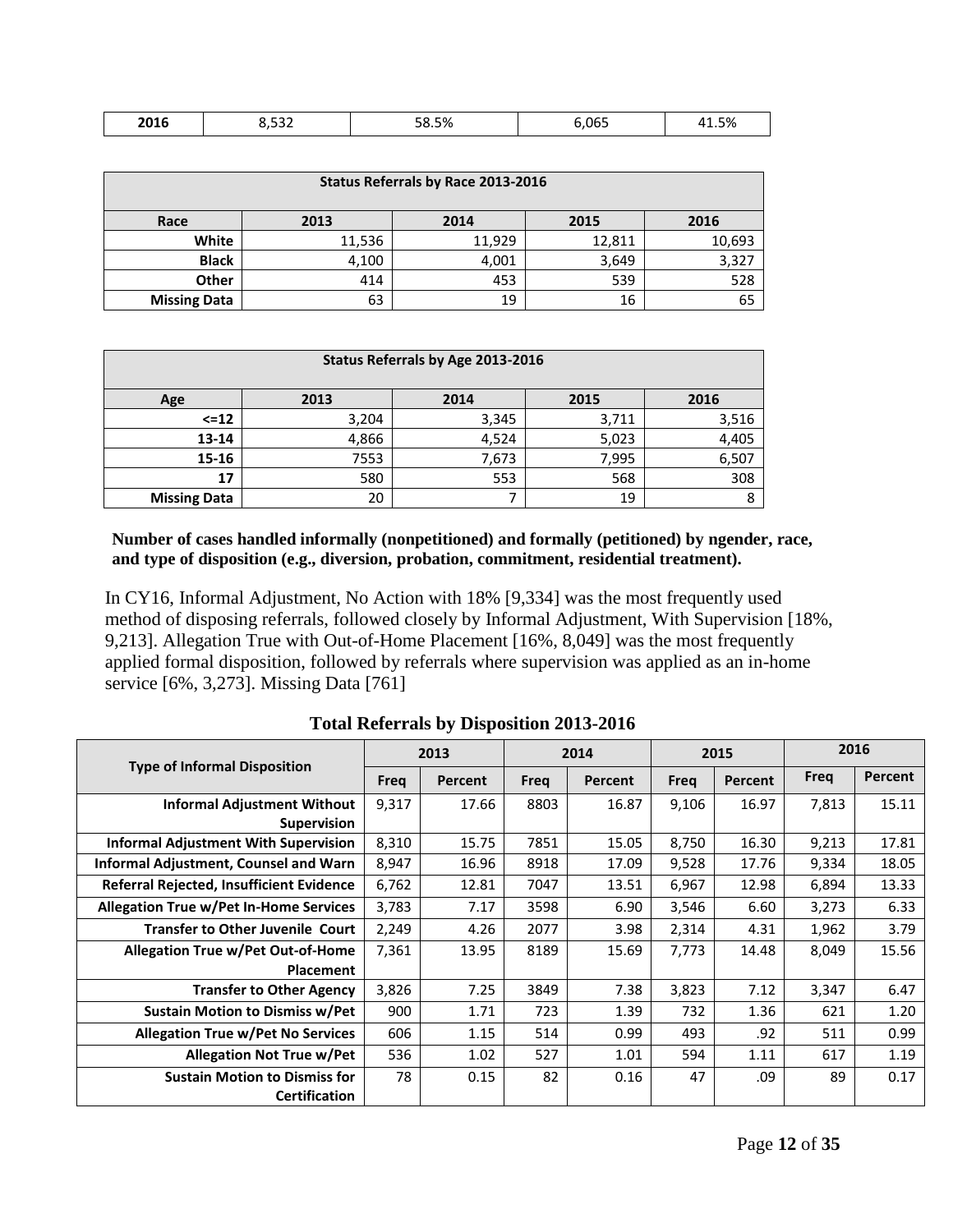| 2016 | 8,532 | 58.5% | 6,065 | 41.5% |
|---|---|---|---|---|

| Status Referrals by Race 2013-2016 | | | | |
|---|---|---|---|---|
| Race | 2013 | 2014 | 2015 | 2016 |
| White | 11,536 | 11,929 | 12,811 | 10,693 |
| Black | 4,100 | 4,001 | 3,649 | 3,327 |
| Other | 414 | 453 | 539 | 528 |
| Missing Data | 63 | 19 | 16 | 65 |

| Status Referrals by Age 2013-2016 | | | | |
|---|---|---|---|---|
| Age | 2013 | 2014 | 2015 | 2016 |
| <=12 | 3,204 | 3,345 | 3,711 | 3,516 |
| 13-14 | 4,866 | 4,524 | 5,023 | 4,405 |
| 15-16 | 7553 | 7,673 | 7,995 | 6,507 |
| 17 | 580 | 553 | 568 | 308 |
| Missing Data | 20 | 7 | 19 | 8 |

**Number of cases handled informally (nonpetitioned) and formally (petitioned) by ngender, race, and type of disposition (e.g., diversion, probation, commitment, residential treatment).**

In CY16, Informal Adjustment, No Action with 18% [9,334] was the most frequently used method of disposing referrals, followed closely by Informal Adjustment, With Supervision [18%, 9,213]. Allegation True with Out-of-Home Placement [16%, 8,049] was the most frequently applied formal disposition, followed by referrals where supervision was applied as an in-home service [6%, 3,273]. Missing Data [761]

**Total Referrals by Disposition 2013-2016**

| Type of Informal Disposition | 2013 | | 2014 | | 2015 | | 2016 | |
|---|---|---|---|---|---|---|---|---|
| | Freq | Percent | Freq | Percent | Freq | Percent | Freq | Percent |
| Informal Adjustment Without Supervision | 9,317 | 17.66 | 8803 | 16.87 | 9,106 | 16.97 | 7,813 | 15.11 |
| Informal Adjustment With Supervision | 8,310 | 15.75 | 7851 | 15.05 | 8,750 | 16.30 | 9,213 | 17.81 |
| Informal Adjustment, Counsel and Warn | 8,947 | 16.96 | 8918 | 17.09 | 9,528 | 17.76 | 9,334 | 18.05 |
| Referral Rejected, Insufficient Evidence | 6,762 | 12.81 | 7047 | 13.51 | 6,967 | 12.98 | 6,894 | 13.33 |
| Allegation True w/Pet In-Home Services | 3,783 | 7.17 | 3598 | 6.90 | 3,546 | 6.60 | 3,273 | 6.33 |
| Transfer to Other Juvenile Court | 2,249 | 4.26 | 2077 | 3.98 | 2,314 | 4.31 | 1,962 | 3.79 |
| Allegation True w/Pet Out-of-Home Placement | 7,361 | 13.95 | 8189 | 15.69 | 7,773 | 14.48 | 8049 | 15.56 |
| Transfer to Other Agency | 3,826 | 7.25 | 3849 | 7.38 | 3,823 | 7.12 | 3,347 | 6.47 |
| Sustain Motion to Dismiss w/Pet | 900 | 1.71 | 723 | 1.39 | 732 | 1.36 | 621 | 1.20 |
| Allegation True w/Pet No Services | 606 | 1.15 | 514 | 0.99 | 493 | .92 | 511 | 0.99 |
| Allegation Not True w/Pet | 536 | 1.02 | 527 | 1.01 | 594 | 1.11 | 617 | 1.19 |
| Sustain Motion to Dismiss for Certification | 78 | 0.15 | 82 | 0.16 | 47 | .09 | 89 | 0.17 |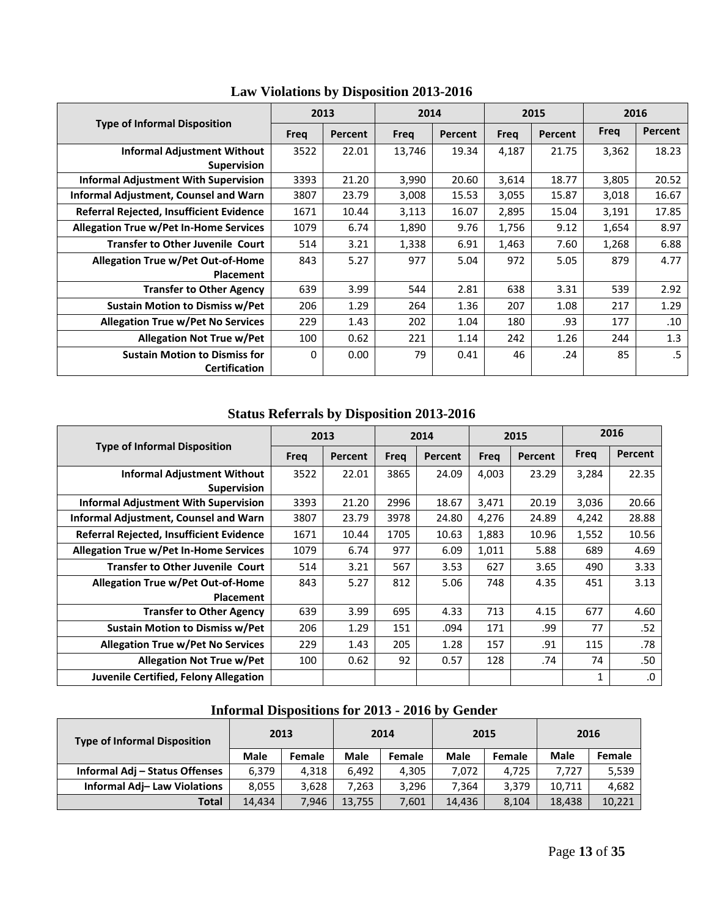## Law Violations by Disposition 2013-2016

| Type of Informal Disposition | 2013 | | 2014 | | 2015 | | 2016 | |
|---|---|---|---|---|---|---|---|---|
| | Freq | Percent | Freq | Percent | Freq | Percent | Freq | Percent |
| Informal Adjustment Without Supervision | 3522 | 22.01 | 13,746 | 19.34 | 4,187 | 21.75 | 3,362 | 18.23 |
| Informal Adjustment With Supervision | 3393 | 21.20 | 3,990 | 20.60 | 3,614 | 18.77 | 3,805 | 20.52 |
| Informal Adjustment, Counsel and Warn | 3807 | 23.79 | 3,008 | 15.53 | 3,055 | 15.87 | 3,018 | 16.67 |
| Referral Rejected, Insufficient Evidence | 1671 | 10.44 | 3,113 | 16.07 | 2,895 | 15.04 | 3,191 | 17.85 |
| Allegation True w/Pet In-Home Services | 1079 | 6.74 | 1,890 | 9.76 | 1,756 | 9.12 | 1,654 | 8.97 |
| Transfer to Other Juvenile Court | 514 | 3.21 | 1,338 | 6.91 | 1,463 | 7.60 | 1,268 | 6.88 |
| Allegation True w/Pet Out-of-Home Placement | 843 | 5.27 | 977 | 5.04 | 972 | 5.05 | 879 | 4.77 |
| Transfer to Other Agency | 639 | 3.99 | 544 | 2.81 | 638 | 3.31 | 539 | 2.92 |
| Sustain Motion to Dismiss w/Pet | 206 | 1.29 | 264 | 1.36 | 207 | 1.08 | 217 | 1.29 |
| Allegation True w/Pet No Services | 229 | 1.43 | 202 | 1.04 | 180 | .93 | 177 | .10 |
| Allegation Not True w/Pet | 100 | 0.62 | 221 | 1.14 | 242 | 1.26 | 244 | 1.3 |
| Sustain Motion to Dismiss for Certification | 0 | 0.00 | 79 | 0.41 | 46 | .24 | 85 | .5 |

## Status Referrals by Disposition 2013-2016

| Type of Informal Disposition | 2013 | | 2014 | | 2015 | | 2016 | |
|---|---|---|---|---|---|---|---|---|
| | Freq | Percent | Freq | Percent | Freq | Percent | Freq | Percent |
| Informal Adjustment Without Supervision | 3522 | 22.01 | 3865 | 24.09 | 4,003 | 23.29 | 3,284 | 22.35 |
| Informal Adjustment With Supervision | 3393 | 21.20 | 2996 | 18.67 | 3,471 | 20.19 | 3,036 | 20.66 |
| Informal Adjustment, Counsel and Warn | 3807 | 23.79 | 3978 | 24.80 | 4,276 | 24.89 | 4,242 | 28.88 |
| Referral Rejected, Insufficient Evidence | 1671 | 10.44 | 1705 | 10.63 | 1,883 | 10.96 | 1,552 | 10.56 |
| Allegation True w/Pet In-Home Services | 1079 | 6.74 | 977 | 6.09 | 1,011 | 5.88 | 689 | 4.69 |
| Transfer to Other Juvenile Court | 514 | 3.21 | 567 | 3.53 | 627 | 3.65 | 490 | 3.33 |
| Allegation True w/Pet Out-of-Home Placement | 843 | 5.27 | 812 | 5.06 | 748 | 4.35 | 451 | 3.13 |
| Transfer to Other Agency | 639 | 3.99 | 695 | 4.33 | 713 | 4.15 | 677 | 4.60 |
| Sustain Motion to Dismiss w/Pet | 206 | 1.29 | 151 | .094 | 171 | .99 | 77 | .52 |
| Allegation True w/Pet No Services | 229 | 1.43 | 205 | 1.28 | 157 | .91 | 115 | .78 |
| Allegation Not True w/Pet | 100 | 0.62 | 92 | 0.57 | 128 | .74 | 74 | .50 |
| Juvenile Certified, Felony Allegation | | | | | | | 1 | .0 |

## Informal Dispositions for 2013 - 2016 by Gender

| Type of Informal Disposition | 2013 | | 2014 | | 2015 | | 2016 | |
|---|---|---|---|---|---|---|---|---|
| | Male | Female | Male | Female | Male | Female | Male | Female |
| Informal Adj – Status Offenses | 6,379 | 4,318 | 6,492 | 4,305 | 7,072 | 4,725 | 7,727 | 5,539 |
| Informal Adj– Law Violations | 8,055 | 3,628 | 7,263 | 3,296 | 7,364 | 3,379 | 10,711 | 4,682 |
| Total | 14,434 | 7,946 | 13,755 | 7,601 | 14,436 | 8,104 | 18,438 | 10,221 |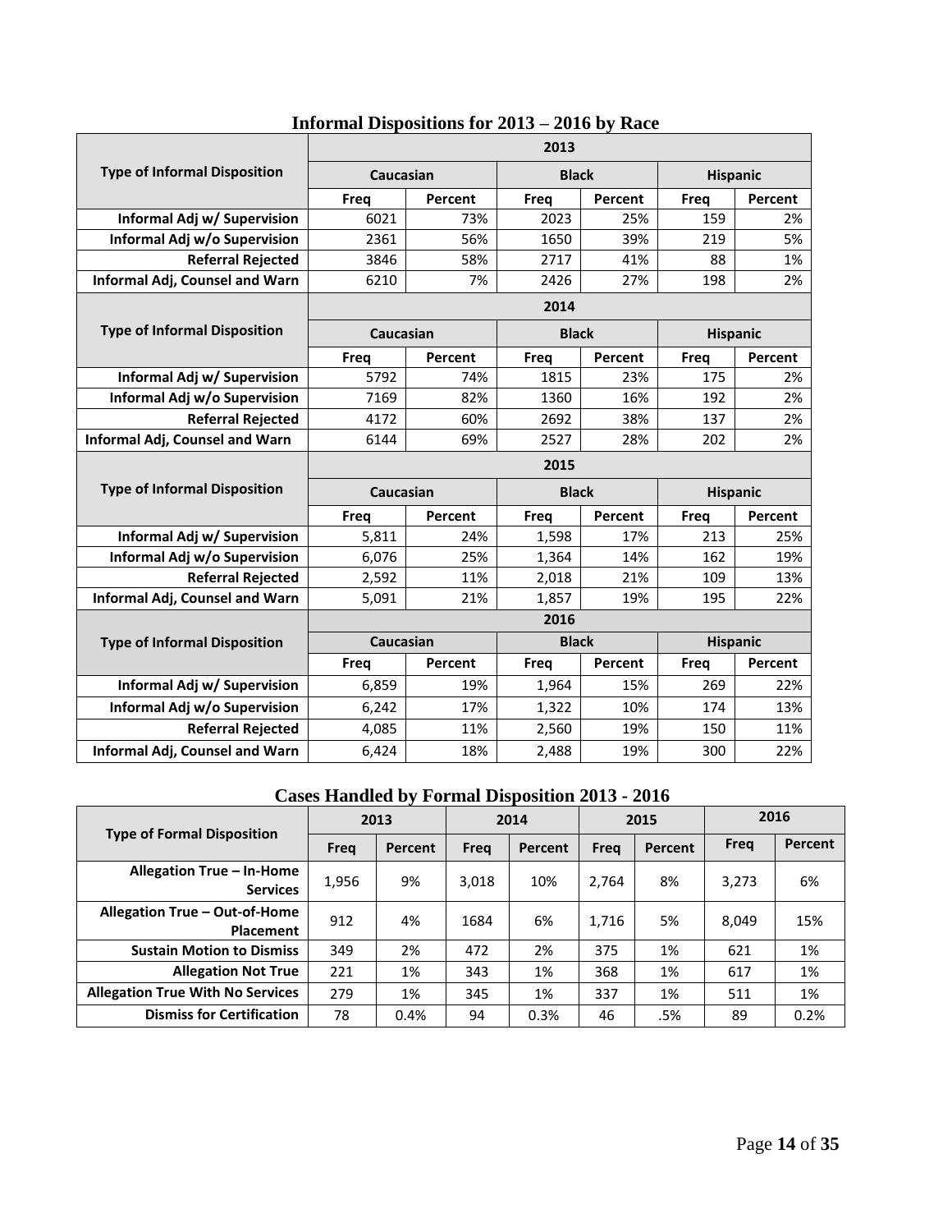## Informal Dispositions for 2013 – 2016 by Race

| Type of Informal Disposition | 2013 | | | | | |
|---|---|---|---|---|---|---|
| | Caucasian | | Black | | Hispanic | |
| | Freq | Percent | Freq | Percent | Freq | Percent |
| Informal Adj w/ Supervision | 6021 | 73% | 2023 | 25% | 159 | 2% |
| Informal Adj w/o Supervision | 2361 | 56% | 1650 | 39% | 219 | 5% |
| Referral Rejected | 3846 | 58% | 2717 | 41% | 88 | 1% |
| Informal Adj, Counsel and Warn | 6210 | 7% | 2426 | 27% | 198 | 2% |

| Type of Informal Disposition | 2014 | | | | | |
|---|---|---|---|---|---|---|
| | Caucasian | | Black | | Hispanic | |
| | Freq | Percent | Freq | Percent | Freq | Percent |
| Informal Adj w/ Supervision | 5792 | 74% | 1815 | 23% | 175 | 2% |
| Informal Adj w/o Supervision | 7169 | 82% | 1360 | 16% | 192 | 2% |
| Referral Rejected | 4172 | 60% | 2692 | 38% | 137 | 2% |
| Informal Adj, Counsel and Warn | 6144 | 69% | 2527 | 28% | 202 | 2% |

| Type of Informal Disposition | 2015 | | | | | |
|---|---|---|---|---|---|---|
| | Caucasian | | Black | | Hispanic | |
| | Freq | Percent | Freq | Percent | Freq | Percent |
| Informal Adj w/ Supervision | 5,811 | 24% | 1,598 | 17% | 213 | 25% |
| Informal Adj w/o Supervision | 6,076 | 25% | 1,364 | 14% | 162 | 19% |
| Referral Rejected | 2,592 | 11% | 2,018 | 21% | 109 | 13% |
| Informal Adj, Counsel and Warn | 5,091 | 21% | 1,857 | 19% | 195 | 22% |

| Type of Informal Disposition | 2016 | | | | | |
|---|---|---|---|---|---|---|
| | Caucasian | | Black | | Hispanic | |
| | Freq | Percent | Freq | Percent | Freq | Percent |
| Informal Adj w/ Supervision | 6,859 | 19% | 1,964 | 15% | 269 | 22% |
| Informal Adj w/o Supervision | 6,242 | 17% | 1,322 | 10% | 174 | 13% |
| Referral Rejected | 4,085 | 11% | 2,560 | 19% | 150 | 11% |
| Informal Adj, Counsel and Warn | 6,424 | 18% | 2,488 | 19% | 300 | 22% |

## Cases Handled by Formal Disposition 2013 - 2016

| Type of Formal Disposition | 2013 | | 2014 | | 2015 | | 2016 | |
|---|---|---|---|---|---|---|---|---|
| | Freq | Percent | Freq | Percent | Freq | Percent | Freq | Percent |
| Allegation True – In-Home Services | 1,956 | 9% | 3,018 | 10% | 2,764 | 8% | 3,273 | 6% |
| Allegation True – Out-of-Home Placement | 912 | 4% | 1684 | 6% | 1,716 | 5% | 8,049 | 15% |
| Sustain Motion to Dismiss | 349 | 2% | 472 | 2% | 375 | 1% | 621 | 1% |
| Allegation Not True | 221 | 1% | 343 | 1% | 368 | 1% | 617 | 1% |
| Allegation True With No Services | 279 | 1% | 345 | 1% | 337 | 1% | 511 | 1% |
| Dismiss for Certification | 78 | 0.4% | 94 | 0.3% | 46 | .5% | 89 | 0.2% |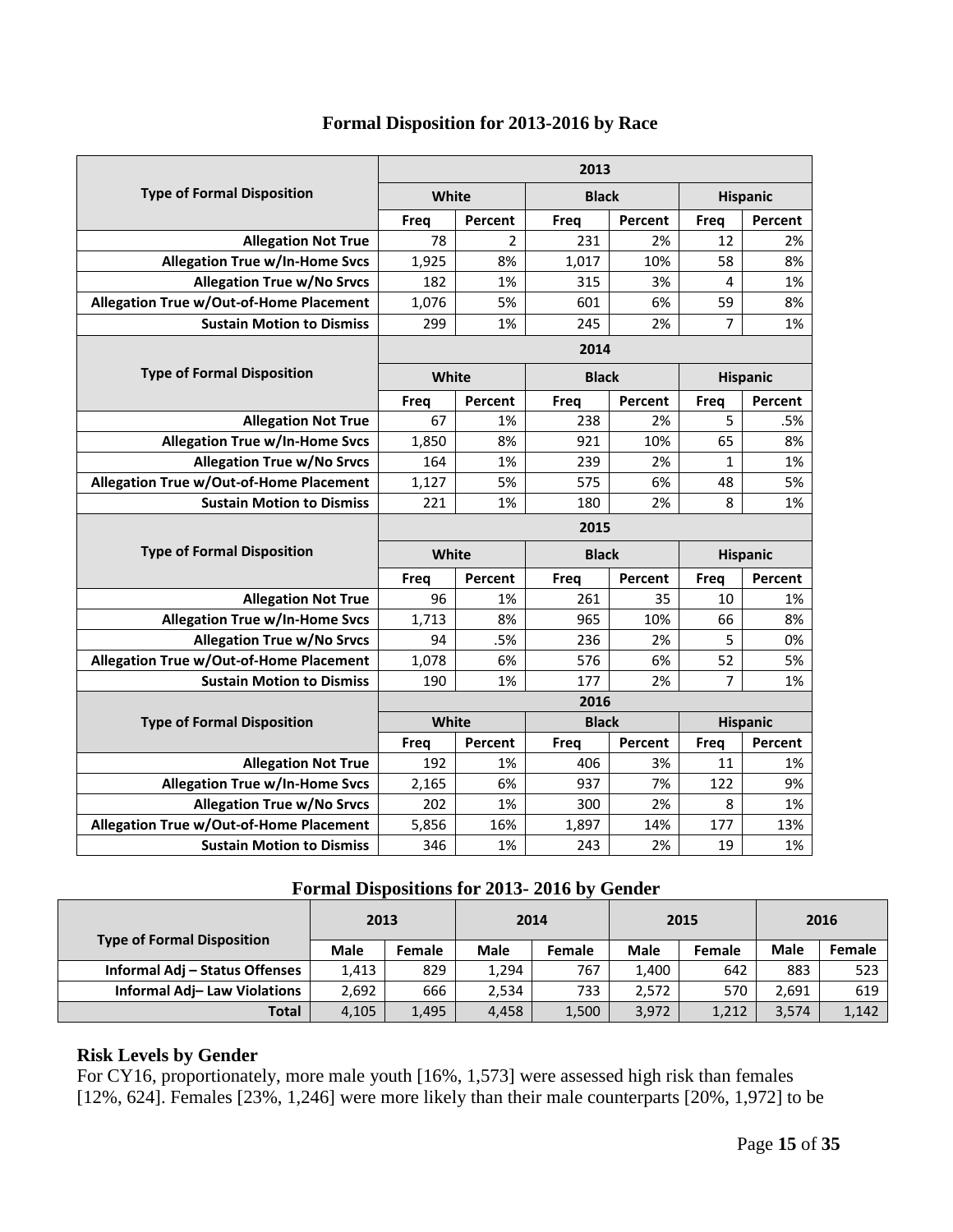### Formal Disposition for 2013-2016 by Race

| Type of Formal Disposition | 2013 | | | | | |
|---|---|---|---|---|---|---|
| | White | | Black | | Hispanic | |
| | Freq | Percent | Freq | Percent | Freq | Percent |
| Allegation Not True | 78 | 2 | 231 | 2% | 12 | 2% |
| Allegation True w/In-Home Svcs | 1,925 | 8% | 1,017 | 10% | 58 | 8% |
| Allegation True w/No Srvcs | 182 | 1% | 315 | 3% | 4 | 1% |
| Allegation True w/Out-of-Home Placement | 1,076 | 5% | 601 | 6% | 59 | 8% |
| Sustain Motion to Dismiss | 299 | 1% | 245 | 2% | 7 | 1% |
| **Type of Formal Disposition** | **2014** | | | | | |
| | White | | Black | | Hispanic | |
| | Freq | Percent | Freq | Percent | Freq | Percent |
| Allegation Not True | 67 | 1% | 238 | 2% | 5 | .5% |
| Allegation True w/In-Home Svcs | 1,850 | 8% | 921 | 10% | 65 | 8% |
| Allegation True w/No Srvcs | 164 | 1% | 239 | 2% | 1 | 1% |
| Allegation True w/Out-of-Home Placement | 1,127 | 5% | 575 | 6% | 48 | 5% |
| Sustain Motion to Dismiss | 221 | 1% | 180 | 2% | 8 | 1% |
| **Type of Formal Disposition** | **2015** | | | | | |
| | White | | Black | | Hispanic | |
| | Freq | Percent | Freq | Percent | Freq | Percent |
| Allegation Not True | 96 | 1% | 261 | 35 | 10 | 1% |
| Allegation True w/In-Home Svcs | 1,713 | 8% | 965 | 10% | 66 | 8% |
| Allegation True w/No Srvcs | 94 | .5% | 236 | 2% | 5 | 0% |
| Allegation True w/Out-of-Home Placement | 1,078 | 6% | 576 | 6% | 52 | 5% |
| Sustain Motion to Dismiss | 190 | 1% | 177 | 2% | 7 | 1% |
| **Type of Formal Disposition** | **2016** | | | | | |
| | White | | Black | | Hispanic | |
| | Freq | Percent | Freq | Percent | Freq | Percent |
| Allegation Not True | 192 | 1% | 406 | 3% | 11 | 1% |
| Allegation True w/In-Home Svcs | 2,165 | 6% | 937 | 7% | 122 | 9% |
| Allegation True w/No Srvcs | 202 | 1% | 300 | 2% | 8 | 1% |
| Allegation True w/Out-of-Home Placement | 5,856 | 16% | 1,897 | 14% | 177 | 13% |
| Sustain Motion to Dismiss | 346 | 1% | 243 | 2% | 19 | 1% |

### Formal Dispositions for 2013- 2016 by Gender

| Type of Formal Disposition | 2013 | | 2014 | | 2015 | | 2016 | |
|---|---|---|---|---|---|---|---|---|
| | Male | Female | Male | Female | Male | Female | Male | Female |
| Informal Adj – Status Offenses | 1,413 | 829 | 1,294 | 767 | 1,400 | 642 | 883 | 523 |
| Informal Adj– Law Violations | 2,692 | 666 | 2,534 | 733 | 2,572 | 570 | 2,691 | 619 |
| **Total** | 4,105 | 1,495 | 4,458 | 1,500 | 3,972 | 1,212 | 3,574 | 1,142 |

### Risk Levels by Gender

For CY16, proportionately, more male youth [16%, 1,573] were assessed high risk than females [12%, 624]. Females [23%, 1,246] were more likely than their male counterparts [20%, 1,972] to be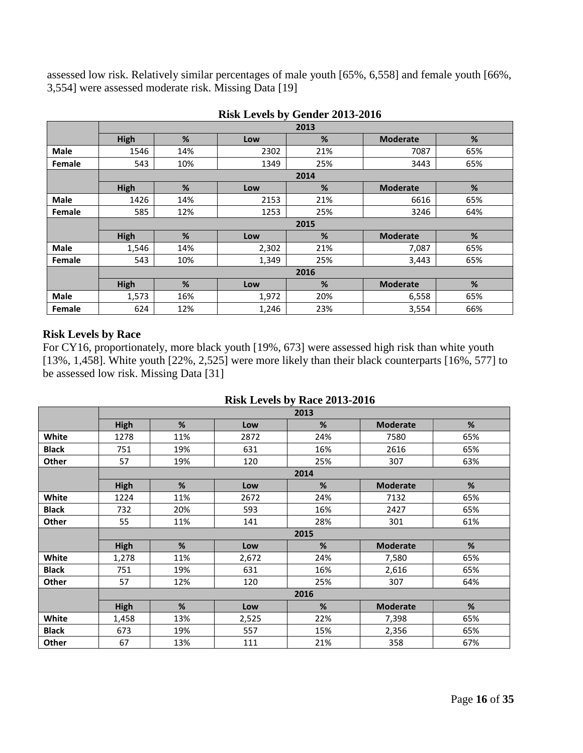assessed low risk. Relatively similar percentages of male youth [65%, 6,558] and female youth [66%, 3,554] were assessed moderate risk. Missing Data [19]

**Risk Levels by Gender 2013-2016**

| | 2013 | | | | | |
|---|---|---|---|---|---|---|
| | **High** | **%** | **Low** | **%** | **Moderate** | **%** |
| **Male** | 1546 | 14% | 2302 | 21% | 7087 | 65% |
| **Female** | 543 | 10% | 1349 | 25% | 3443 | 65% |
| | **2014** | | | | | |
| | **High** | **%** | **Low** | **%** | **Moderate** | **%** |
| **Male** | 1426 | 14% | 2153 | 21% | 6616 | 65% |
| **Female** | 585 | 12% | 1253 | 25% | 3246 | 64% |
| | **2015** | | | | | |
| | **High** | **%** | **Low** | **%** | **Moderate** | **%** |
| **Male** | 1,546 | 14% | 2,302 | 21% | 7,087 | 65% |
| **Female** | 543 | 10% | 1,349 | 25% | 3,443 | 65% |
| | **2016** | | | | | |
| | **High** | **%** | **Low** | **%** | **Moderate** | **%** |
| **Male** | 1,573 | 16% | 1,972 | 20% | 6,558 | 65% |
| **Female** | 624 | 12% | 1,246 | 23% | 3,554 | 66% |

### Risk Levels by Race

For CY16, proportionately, more black youth [19%, 673] were assessed high risk than white youth [13%, 1,458]. White youth [22%, 2,525] were more likely than their black counterparts [16%, 577] to be assessed low risk. Missing Data [31]

**Risk Levels by Race 2013-2016**

| | 2013 | | | | | |
|---|---|---|---|---|---|---|
| | **High** | **%** | **Low** | **%** | **Moderate** | **%** |
| **White** | 1278 | 11% | 2872 | 24% | 7580 | 65% |
| **Black** | 751 | 19% | 631 | 16% | 2616 | 65% |
| **Other** | 57 | 19% | 120 | 25% | 307 | 63% |
| | **2014** | | | | | |
| | **High** | **%** | **Low** | **%** | **Moderate** | **%** |
| **White** | 1224 | 11% | 2672 | 24% | 7132 | 65% |
| **Black** | 732 | 20% | 593 | 16% | 2427 | 65% |
| **Other** | 55 | 11% | 141 | 28% | 301 | 61% |
| | **2015** | | | | | |
| | **High** | **%** | **Low** | **%** | **Moderate** | **%** |
| **White** | 1,278 | 11% | 2,672 | 24% | 7,580 | 65% |
| **Black** | 751 | 19% | 631 | 16% | 2,616 | 65% |
| **Other** | 57 | 12% | 120 | 25% | 307 | 64% |
| | **2016** | | | | | |
| | **High** | **%** | **Low** | **%** | **Moderate** | **%** |
| **White** | 1,458 | 13% | 2,525 | 22% | 7,398 | 65% |
| **Black** | 673 | 19% | 557 | 15% | 2,356 | 65% |
| **Other** | 67 | 13% | 111 | 21% | 358 | 67% |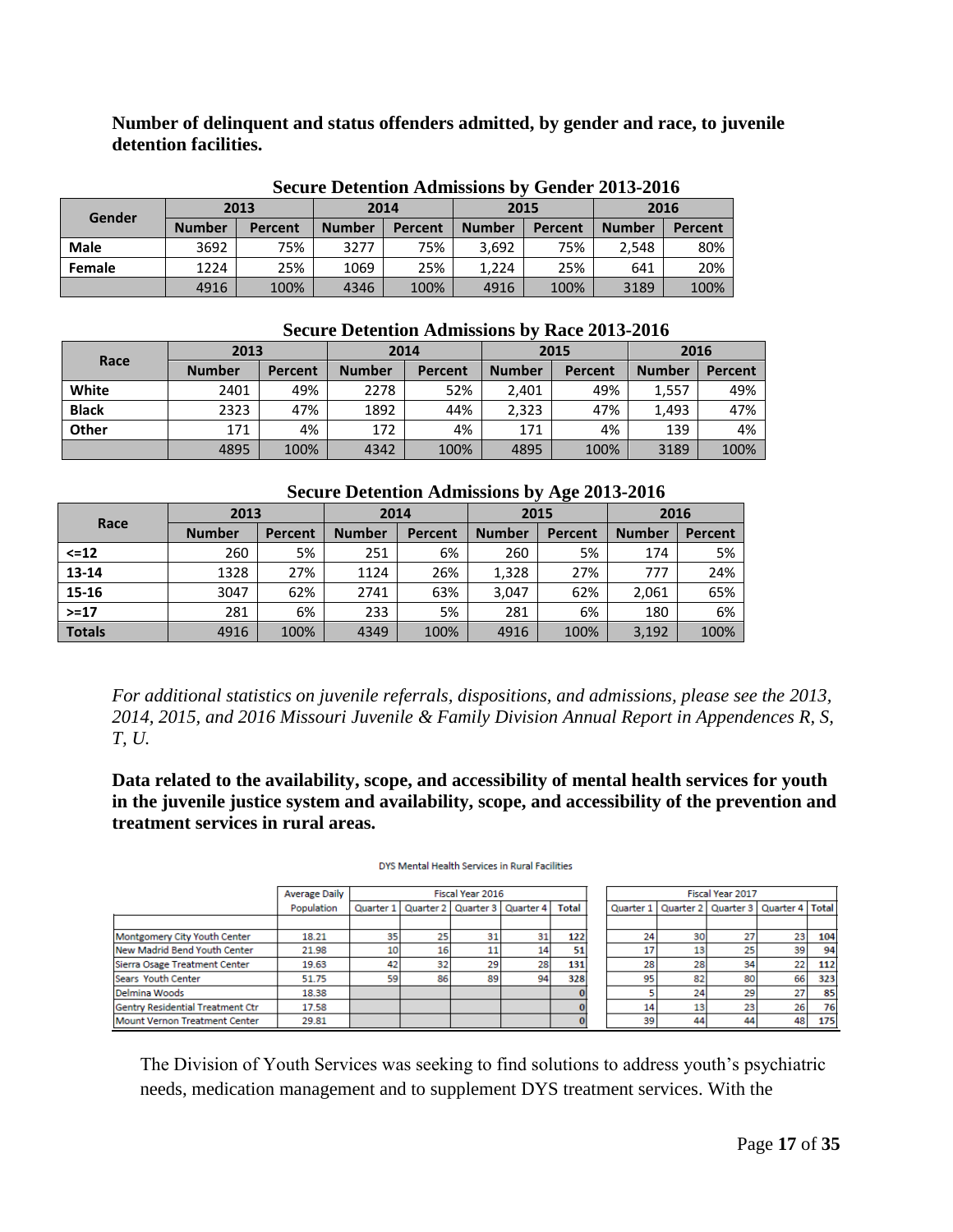**Number of delinquent and status offenders admitted, by gender and race, to juvenile detention facilities.**

**Secure Detention Admissions by Gender 2013-2016**

| Gender | 2013 | | 2014 | | 2015 | | 2016 | |
|---|---|---|---|---|---|---|---|---|
| | Number | Percent | Number | Percent | Number | Percent | Number | Percent |
| Male | 3692 | 75% | 3277 | 75% | 3,692 | 75% | 2,548 | 80% |
| Female | 1224 | 25% | 1069 | 25% | 1,224 | 25% | 641 | 20% |
| | 4916 | 100% | 4346 | 100% | 4916 | 100% | 3189 | 100% |

**Secure Detention Admissions by Race 2013-2016**

| Race | 2013 | | 2014 | | 2015 | | 2016 | |
|---|---|---|---|---|---|---|---|---|
| | Number | Percent | Number | Percent | Number | Percent | Number | Percent |
| White | 2401 | 49% | 2278 | 52% | 2,401 | 49% | 1,557 | 49% |
| Black | 2323 | 47% | 1892 | 44% | 2,323 | 47% | 1,493 | 47% |
| Other | 171 | 4% | 172 | 4% | 171 | 4% | 139 | 4% |
| | 4895 | 100% | 4342 | 100% | 4895 | 100% | 3189 | 100% |

**Secure Detention Admissions by Age 2013-2016**

| Race | 2013 | | 2014 | | 2015 | | 2016 | |
|---|---|---|---|---|---|---|---|---|
| | Number | Percent | Number | Percent | Number | Percent | Number | Percent |
| <=12 | 260 | 5% | 251 | 6% | 260 | 5% | 174 | 5% |
| 13-14 | 1328 | 27% | 1124 | 26% | 1,328 | 27% | 777 | 24% |
| 15-16 | 3047 | 62% | 2741 | 63% | 3,047 | 62% | 2,061 | 65% |
| >=17 | 281 | 6% | 233 | 5% | 281 | 6% | 180 | 6% |
| Totals | 4916 | 100% | 4349 | 100% | 4916 | 100% | 3,192 | 100% |

*For additional statistics on juvenile referrals, dispositions, and admissions, please see the 2013, 2014, 2015, and 2016 Missouri Juvenile & Family Division Annual Report in Appendices R, S, T, U.*

**Data related to the availability, scope, and accessibility of mental health services for youth in the juvenile justice system and availability, scope, and accessibility of the prevention and treatment services in rural areas.**

DYS Mental Health Services in Rural Facilities

| | Average Daily Population | Fiscal Year 2016 | | | | | Fiscal Year 2017 | | | | |
|---|---|---|---|---|---|---|---|---|---|---|---|
| | | Quarter 1 | Quarter 2 | Quarter 3 | Quarter 4 | Total | Quarter 1 | Quarter 2 | Quarter 3 | Quarter 4 | Total |
| Montgomery City Youth Center | 18.21 | 35 | 25 | 31 | 31 | 122 | 24 | 30 | 27 | 23 | 104 |
| New Madrid Bend Youth Center | 21.98 | 10 | 16 | 11 | 14 | 51 | 17 | 13 | 25 | 39 | 94 |
| Sierra Osage Treatment Center | 19.63 | 42 | 32 | 29 | 28 | 131 | 28 | 28 | 34 | 22 | 112 |
| Sears Youth Center | 51.75 | 59 | 86 | 89 | 94 | 328 | 95 | 82 | 80 | 66 | 323 |
| Delmina Woods | 18.38 | | | | | 0 | 5 | 24 | 29 | 27 | 85 |
| Gentry Residential Treatment Ctr | 17.58 | | | | | 0 | 14 | 13 | 23 | 26 | 76 |
| Mount Vernon Treatment Center | 29.81 | | | | | 0 | 39 | 44 | 44 | 48 | 175 |

The Division of Youth Services was seeking to find solutions to address youth's psychiatric needs, medication management and to supplement DYS treatment services. With the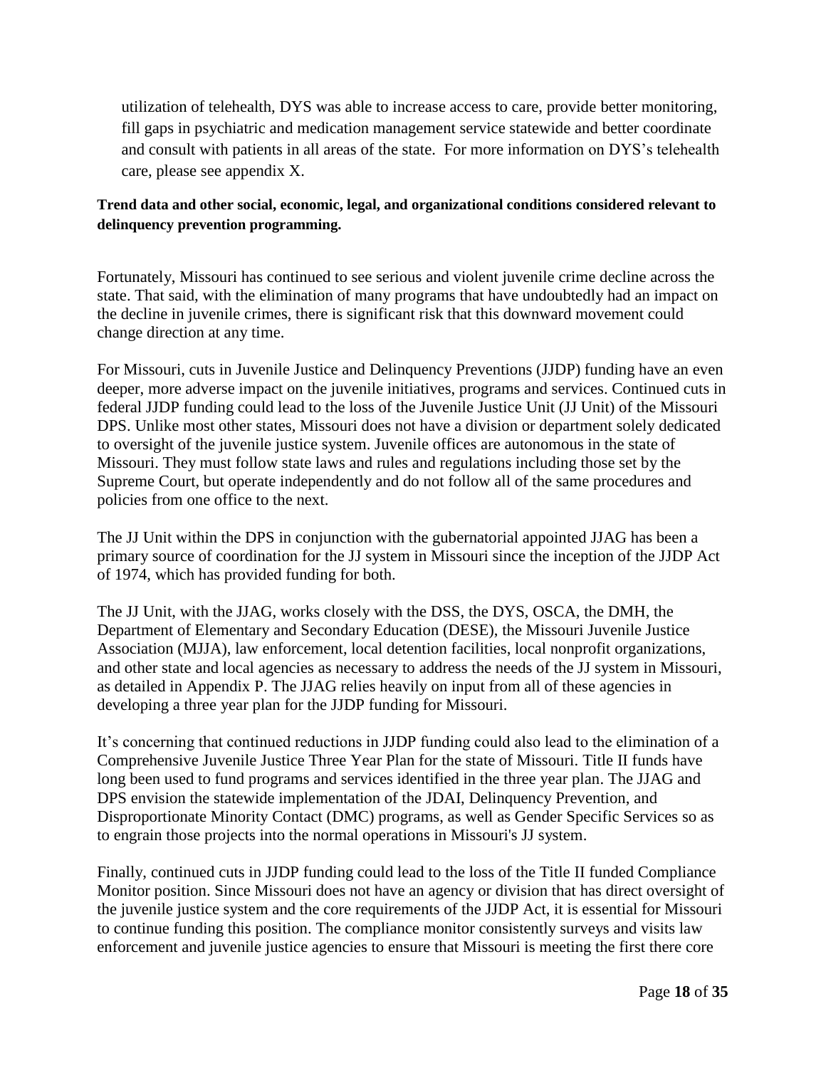utilization of telehealth, DYS was able to increase access to care, provide better monitoring, fill gaps in psychiatric and medication management service statewide and better coordinate and consult with patients in all areas of the state. For more information on DYS's telehealth care, please see appendix X.

**Trend data and other social, economic, legal, and organizational conditions considered relevant to delinquency prevention programming.**

Fortunately, Missouri has continued to see serious and violent juvenile crime decline across the state. That said, with the elimination of many programs that have undoubtedly had an impact on the decline in juvenile crimes, there is significant risk that this downward movement could change direction at any time.

For Missouri, cuts in Juvenile Justice and Delinquency Preventions (JJDP) funding have an even deeper, more adverse impact on the juvenile initiatives, programs and services. Continued cuts in federal JJDP funding could lead to the loss of the Juvenile Justice Unit (JJ Unit) of the Missouri DPS. Unlike most other states, Missouri does not have a division or department solely dedicated to oversight of the juvenile justice system. Juvenile offices are autonomous in the state of Missouri. They must follow state laws and rules and regulations including those set by the Supreme Court, but operate independently and do not follow all of the same procedures and policies from one office to the next.

The JJ Unit within the DPS in conjunction with the gubernatorial appointed JJAG has been a primary source of coordination for the JJ system in Missouri since the inception of the JJDP Act of 1974, which has provided funding for both.

The JJ Unit, with the JJAG, works closely with the DSS, the DYS, OSCA, the DMH, the Department of Elementary and Secondary Education (DESE), the Missouri Juvenile Justice Association (MJJA), law enforcement, local detention facilities, local nonprofit organizations, and other state and local agencies as necessary to address the needs of the JJ system in Missouri, as detailed in Appendix P. The JJAG relies heavily on input from all of these agencies in developing a three year plan for the JJDP funding for Missouri.

It's concerning that continued reductions in JJDP funding could also lead to the elimination of a Comprehensive Juvenile Justice Three Year Plan for the state of Missouri. Title II funds have long been used to fund programs and services identified in the three year plan. The JJAG and DPS envision the statewide implementation of the JDAI, Delinquency Prevention, and Disproportionate Minority Contact (DMC) programs, as well as Gender Specific Services so as to engrain those projects into the normal operations in Missouri's JJ system.

Finally, continued cuts in JJDP funding could lead to the loss of the Title II funded Compliance Monitor position. Since Missouri does not have an agency or division that has direct oversight of the juvenile justice system and the core requirements of the JJDP Act, it is essential for Missouri to continue funding this position. The compliance monitor consistently surveys and visits law enforcement and juvenile justice agencies to ensure that Missouri is meeting the first there core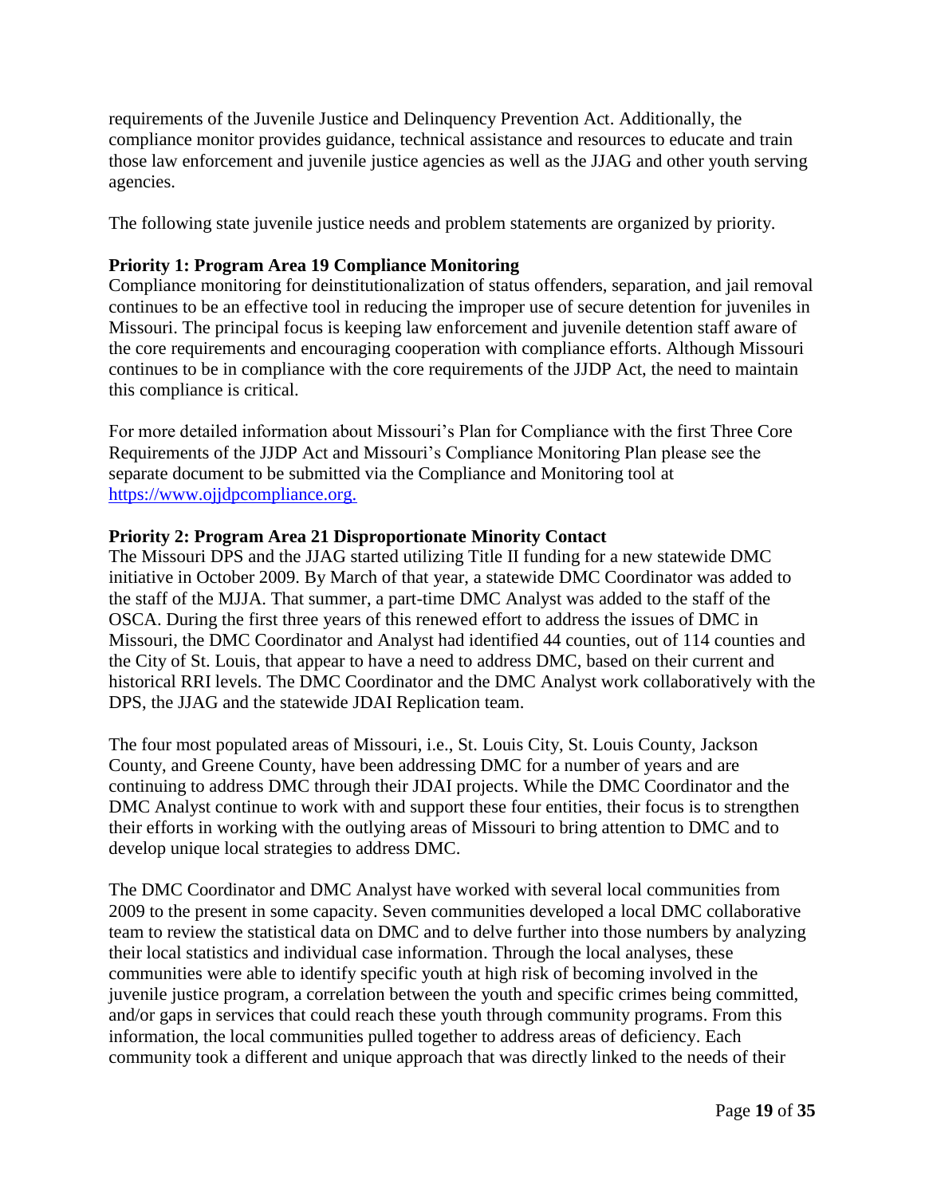requirements of the Juvenile Justice and Delinquency Prevention Act. Additionally, the compliance monitor provides guidance, technical assistance and resources to educate and train those law enforcement and juvenile justice agencies as well as the JJAG and other youth serving agencies.

The following state juvenile justice needs and problem statements are organized by priority.

**Priority 1: Program Area 19 Compliance Monitoring**

Compliance monitoring for deinstitutionalization of status offenders, separation, and jail removal continues to be an effective tool in reducing the improper use of secure detention for juveniles in Missouri. The principal focus is keeping law enforcement and juvenile detention staff aware of the core requirements and encouraging cooperation with compliance efforts. Although Missouri continues to be in compliance with the core requirements of the JJDP Act, the need to maintain this compliance is critical.

For more detailed information about Missouri's Plan for Compliance with the first Three Core Requirements of the JJDP Act and Missouri's Compliance Monitoring Plan please see the separate document to be submitted via the Compliance and Monitoring tool at https://www.ojjdpcompliance.org.

**Priority 2: Program Area 21 Disproportionate Minority Contact**

The Missouri DPS and the JJAG started utilizing Title II funding for a new statewide DMC initiative in October 2009. By March of that year, a statewide DMC Coordinator was added to the staff of the MJJA. That summer, a part-time DMC Analyst was added to the staff of the OSCA. During the first three years of this renewed effort to address the issues of DMC in Missouri, the DMC Coordinator and Analyst had identified 44 counties, out of 114 counties and the City of St. Louis, that appear to have a need to address DMC, based on their current and historical RRI levels. The DMC Coordinator and the DMC Analyst work collaboratively with the DPS, the JJAG and the statewide JDAI Replication team.

The four most populated areas of Missouri, i.e., St. Louis City, St. Louis County, Jackson County, and Greene County, have been addressing DMC for a number of years and are continuing to address DMC through their JDAI projects. While the DMC Coordinator and the DMC Analyst continue to work with and support these four entities, their focus is to strengthen their efforts in working with the outlying areas of Missouri to bring attention to DMC and to develop unique local strategies to address DMC.

The DMC Coordinator and DMC Analyst have worked with several local communities from 2009 to the present in some capacity. Seven communities developed a local DMC collaborative team to review the statistical data on DMC and to delve further into those numbers by analyzing their local statistics and individual case information. Through the local analyses, these communities were able to identify specific youth at high risk of becoming involved in the juvenile justice program, a correlation between the youth and specific crimes being committed, and/or gaps in services that could reach these youth through community programs. From this information, the local communities pulled together to address areas of deficiency. Each community took a different and unique approach that was directly linked to the needs of their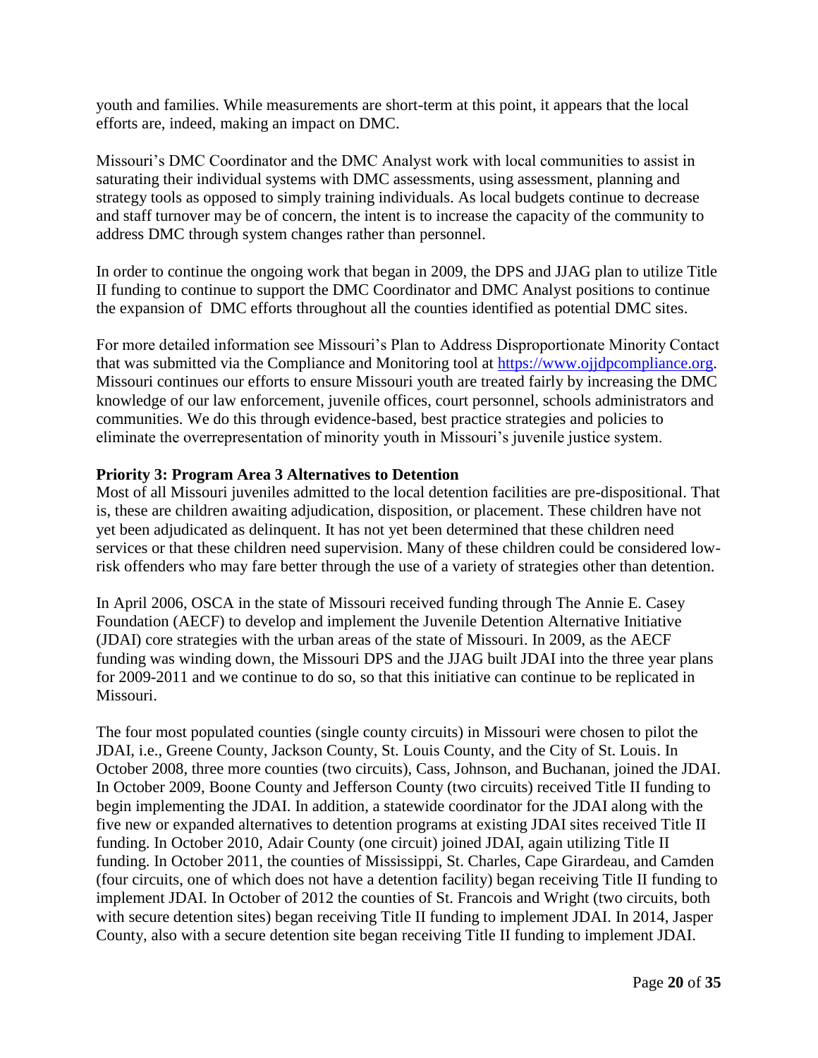youth and families. While measurements are short-term at this point, it appears that the local efforts are, indeed, making an impact on DMC.

Missouri's DMC Coordinator and the DMC Analyst work with local communities to assist in saturating their individual systems with DMC assessments, using assessment, planning and strategy tools as opposed to simply training individuals. As local budgets continue to decrease and staff turnover may be of concern, the intent is to increase the capacity of the community to address DMC through system changes rather than personnel.

In order to continue the ongoing work that began in 2009, the DPS and JJAG plan to utilize Title II funding to continue to support the DMC Coordinator and DMC Analyst positions to continue the expansion of DMC efforts throughout all the counties identified as potential DMC sites.

For more detailed information see Missouri's Plan to Address Disproportionate Minority Contact that was submitted via the Compliance and Monitoring tool at [https://www.ojjdpcompliance.org](https://www.ojjdpcompliance.org). Missouri continues our efforts to ensure Missouri youth are treated fairly by increasing the DMC knowledge of our law enforcement, juvenile offices, court personnel, schools administrators and communities. We do this through evidence-based, best practice strategies and policies to eliminate the overrepresentation of minority youth in Missouri's juvenile justice system.

**Priority 3: Program Area 3 Alternatives to Detention**

Most of all Missouri juveniles admitted to the local detention facilities are pre-dispositional. That is, these are children awaiting adjudication, disposition, or placement. These children have not yet been adjudicated as delinquent. It has not yet been determined that these children need services or that these children need supervision. Many of these children could be considered low-risk offenders who may fare better through the use of a variety of strategies other than detention.

In April 2006, OSCA in the state of Missouri received funding through The Annie E. Casey Foundation (AECF) to develop and implement the Juvenile Detention Alternative Initiative (JDAI) core strategies with the urban areas of the state of Missouri. In 2009, as the AECF funding was winding down, the Missouri DPS and the JJAG built JDAI into the three year plans for 2009-2011 and we continue to do so, so that this initiative can continue to be replicated in Missouri.

The four most populated counties (single county circuits) in Missouri were chosen to pilot the JDAI, i.e., Greene County, Jackson County, St. Louis County, and the City of St. Louis. In October 2008, three more counties (two circuits), Cass, Johnson, and Buchanan, joined the JDAI. In October 2009, Boone County and Jefferson County (two circuits) received Title II funding to begin implementing the JDAI. In addition, a statewide coordinator for the JDAI along with the five new or expanded alternatives to detention programs at existing JDAI sites received Title II funding. In October 2010, Adair County (one circuit) joined JDAI, again utilizing Title II funding. In October 2011, the counties of Mississippi, St. Charles, Cape Girardeau, and Camden (four circuits, one of which does not have a detention facility) began receiving Title II funding to implement JDAI. In October of 2012 the counties of St. Francois and Wright (two circuits, both with secure detention sites) began receiving Title II funding to implement JDAI. In 2014, Jasper County, also with a secure detention site began receiving Title II funding to implement JDAI.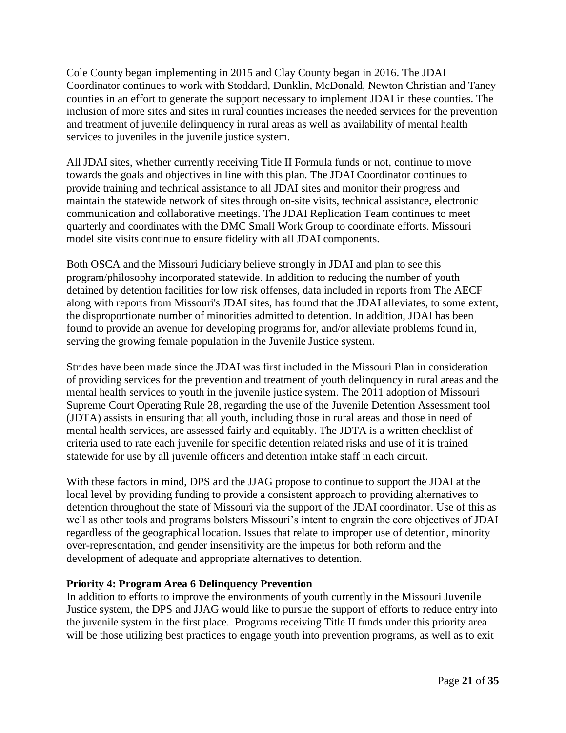Cole County began implementing in 2015 and Clay County began in 2016. The JDAI Coordinator continues to work with Stoddard, Dunklin, McDonald, Newton Christian and Taney counties in an effort to generate the support necessary to implement JDAI in these counties. The inclusion of more sites and sites in rural counties increases the needed services for the prevention and treatment of juvenile delinquency in rural areas as well as availability of mental health services to juveniles in the juvenile justice system.

All JDAI sites, whether currently receiving Title II Formula funds or not, continue to move towards the goals and objectives in line with this plan. The JDAI Coordinator continues to provide training and technical assistance to all JDAI sites and monitor their progress and maintain the statewide network of sites through on-site visits, technical assistance, electronic communication and collaborative meetings. The JDAI Replication Team continues to meet quarterly and coordinates with the DMC Small Work Group to coordinate efforts. Missouri model site visits continue to ensure fidelity with all JDAI components.

Both OSCA and the Missouri Judiciary believe strongly in JDAI and plan to see this program/philosophy incorporated statewide. In addition to reducing the number of youth detained by detention facilities for low risk offenses, data included in reports from The AECF along with reports from Missouri's JDAI sites, has found that the JDAI alleviates, to some extent, the disproportionate number of minorities admitted to detention. In addition, JDAI has been found to provide an avenue for developing programs for, and/or alleviate problems found in, serving the growing female population in the Juvenile Justice system.

Strides have been made since the JDAI was first included in the Missouri Plan in consideration of providing services for the prevention and treatment of youth delinquency in rural areas and the mental health services to youth in the juvenile justice system. The 2011 adoption of Missouri Supreme Court Operating Rule 28, regarding the use of the Juvenile Detention Assessment tool (JDTA) assists in ensuring that all youth, including those in rural areas and those in need of mental health services, are assessed fairly and equitably. The JDTA is a written checklist of criteria used to rate each juvenile for specific detention related risks and use of it is trained statewide for use by all juvenile officers and detention intake staff in each circuit.

With these factors in mind, DPS and the JJAG propose to continue to support the JDAI at the local level by providing funding to provide a consistent approach to providing alternatives to detention throughout the state of Missouri via the support of the JDAI coordinator. Use of this as well as other tools and programs bolsters Missouri's intent to engrain the core objectives of JDAI regardless of the geographical location. Issues that relate to improper use of detention, minority over-representation, and gender insensitivity are the impetus for both reform and the development of adequate and appropriate alternatives to detention.

**Priority 4: Program Area 6 Delinquency Prevention**

In addition to efforts to improve the environments of youth currently in the Missouri Juvenile Justice system, the DPS and JJAG would like to pursue the support of efforts to reduce entry into the juvenile system in the first place. Programs receiving Title II funds under this priority area will be those utilizing best practices to engage youth into prevention programs, as well as to exit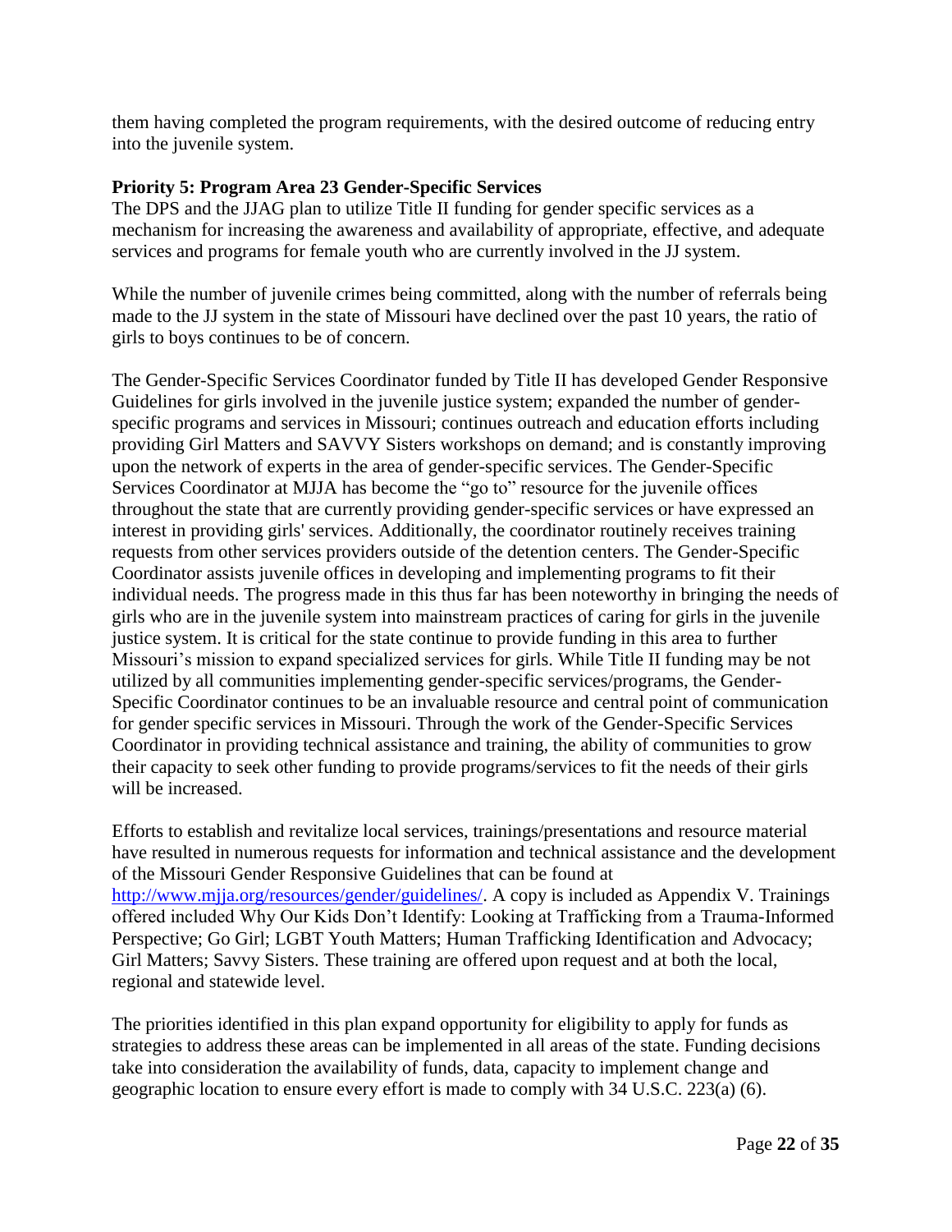them having completed the program requirements, with the desired outcome of reducing entry into the juvenile system.

**Priority 5: Program Area 23 Gender-Specific Services**

The DPS and the JJAG plan to utilize Title II funding for gender specific services as a mechanism for increasing the awareness and availability of appropriate, effective, and adequate services and programs for female youth who are currently involved in the JJ system.

While the number of juvenile crimes being committed, along with the number of referrals being made to the JJ system in the state of Missouri have declined over the past 10 years, the ratio of girls to boys continues to be of concern.

The Gender-Specific Services Coordinator funded by Title II has developed Gender Responsive Guidelines for girls involved in the juvenile justice system; expanded the number of gender-specific programs and services in Missouri; continues outreach and education efforts including providing Girl Matters and SAVVY Sisters workshops on demand; and is constantly improving upon the network of experts in the area of gender-specific services. The Gender-Specific Services Coordinator at MJJA has become the "go to" resource for the juvenile offices throughout the state that are currently providing gender-specific services or have expressed an interest in providing girls' services. Additionally, the coordinator routinely receives training requests from other services providers outside of the detention centers. The Gender-Specific Coordinator assists juvenile offices in developing and implementing programs to fit their individual needs. The progress made in this thus far has been noteworthy in bringing the needs of girls who are in the juvenile system into mainstream practices of caring for girls in the juvenile justice system. It is critical for the state continue to provide funding in this area to further Missouri's mission to expand specialized services for girls. While Title II funding may be not utilized by all communities implementing gender-specific services/programs, the Gender-Specific Coordinator continues to be an invaluable resource and central point of communication for gender specific services in Missouri. Through the work of the Gender-Specific Services Coordinator in providing technical assistance and training, the ability of communities to grow their capacity to seek other funding to provide programs/services to fit the needs of their girls will be increased.

Efforts to establish and revitalize local services, trainings/presentations and resource material have resulted in numerous requests for information and technical assistance and the development of the Missouri Gender Responsive Guidelines that can be found at http://www.mjja.org/resources/gender/guidelines/. A copy is included as Appendix V. Trainings offered included Why Our Kids Don't Identify: Looking at Trafficking from a Trauma-Informed Perspective; Go Girl; LGBT Youth Matters; Human Trafficking Identification and Advocacy; Girl Matters; Savvy Sisters. These training are offered upon request and at both the local, regional and statewide level.

The priorities identified in this plan expand opportunity for eligibility to apply for funds as strategies to address these areas can be implemented in all areas of the state. Funding decisions take into consideration the availability of funds, data, capacity to implement change and geographic location to ensure every effort is made to comply with 34 U.S.C. 223(a) (6).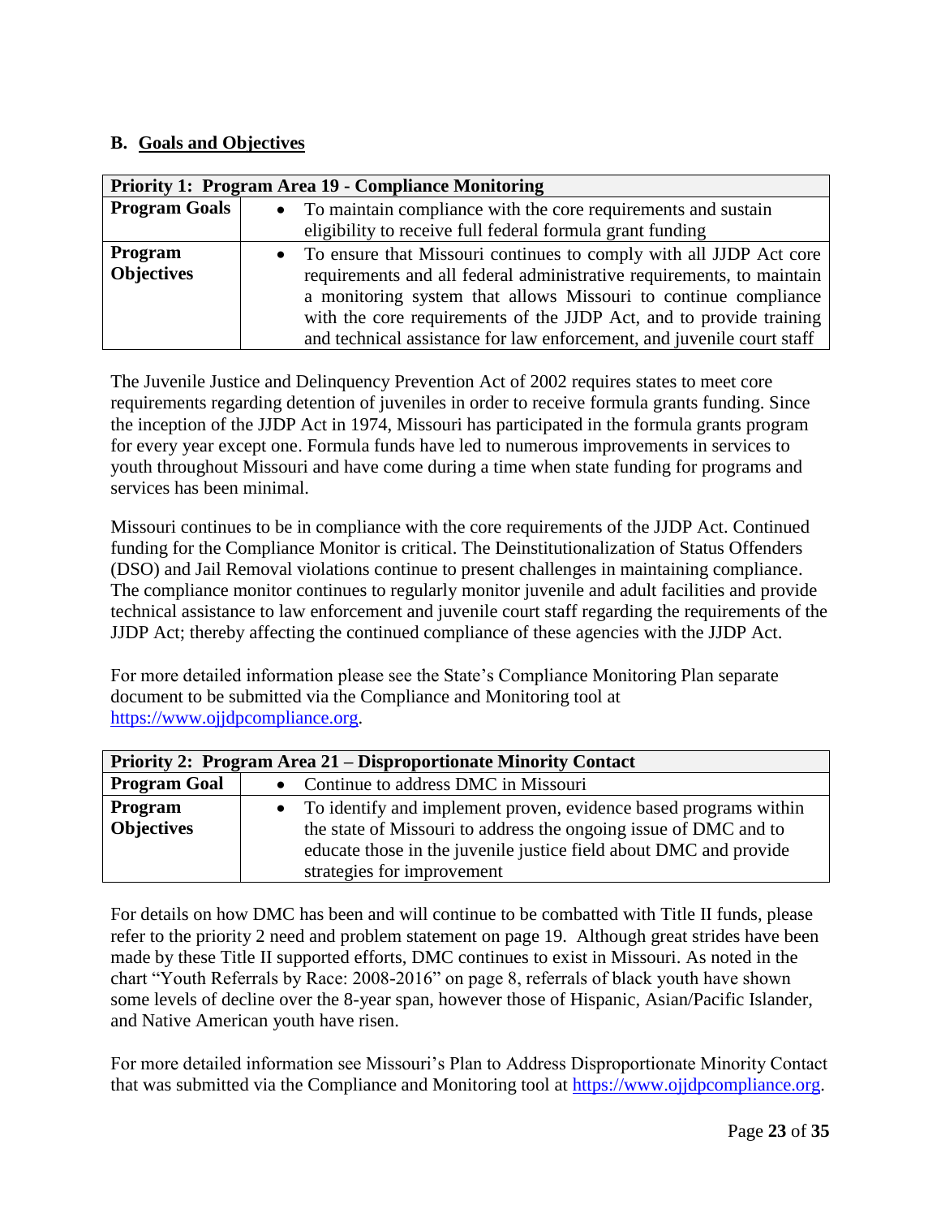## B. Goals and Objectives

| Priority 1: Program Area 19 - Compliance Monitoring | |
|---|---|
| **Program Goals** | • To maintain compliance with the core requirements and sustain eligibility to receive full federal formula grant funding |
| **Program Objectives** | • To ensure that Missouri continues to comply with all JJDP Act core requirements and all federal administrative requirements, to maintain a monitoring system that allows Missouri to continue compliance with the core requirements of the JJDP Act, and to provide training and technical assistance for law enforcement, and juvenile court staff |

The Juvenile Justice and Delinquency Prevention Act of 2002 requires states to meet core requirements regarding detention of juveniles in order to receive formula grants funding. Since the inception of the JJDP Act in 1974, Missouri has participated in the formula grants program for every year except one. Formula funds have led to numerous improvements in services to youth throughout Missouri and have come during a time when state funding for programs and services has been minimal.

Missouri continues to be in compliance with the core requirements of the JJDP Act. Continued funding for the Compliance Monitor is critical. The Deinstitutionalization of Status Offenders (DSO) and Jail Removal violations continue to present challenges in maintaining compliance. The compliance monitor continues to regularly monitor juvenile and adult facilities and provide technical assistance to law enforcement and juvenile court staff regarding the requirements of the JJDP Act; thereby affecting the continued compliance of these agencies with the JJDP Act.

For more detailed information please see the State's Compliance Monitoring Plan separate document to be submitted via the Compliance and Monitoring tool at https://www.ojjdpcompliance.org.

| Priority 2: Program Area 21 – Disproportionate Minority Contact | |
|---|---|
| **Program Goal** | • Continue to address DMC in Missouri |
| **Program Objectives** | • To identify and implement proven, evidence based programs within the state of Missouri to address the ongoing issue of DMC and to educate those in the juvenile justice field about DMC and provide strategies for improvement |

For details on how DMC has been and will continue to be combatted with Title II funds, please refer to the priority 2 need and problem statement on page 19. Although great strides have been made by these Title II supported efforts, DMC continues to exist in Missouri. As noted in the chart "Youth Referrals by Race: 2008-2016" on page 8, referrals of black youth have shown some levels of decline over the 8-year span, however those of Hispanic, Asian/Pacific Islander, and Native American youth have risen.

For more detailed information see Missouri's Plan to Address Disproportionate Minority Contact that was submitted via the Compliance and Monitoring tool at https://www.ojjdpcompliance.org.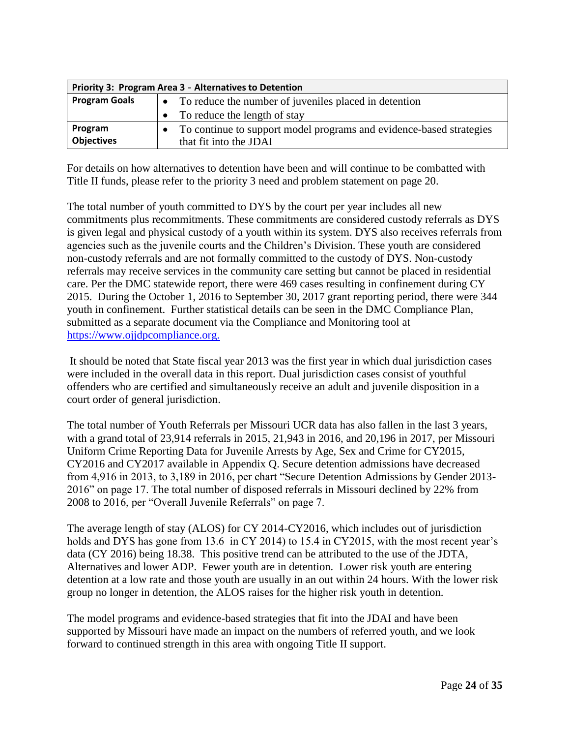| Priority 3: Program Area 3 - Alternatives to Detention | |
|---|---|
| **Program Goals** | • To reduce the number of juveniles placed in detention<br>• To reduce the length of stay |
| **Program Objectives** | • To continue to support model programs and evidence-based strategies that fit into the JDAI |

For details on how alternatives to detention have been and will continue to be combatted with Title II funds, please refer to the priority 3 need and problem statement on page 20.

The total number of youth committed to DYS by the court per year includes all new commitments plus recommitments. These commitments are considered custody referrals as DYS is given legal and physical custody of a youth within its system. DYS also receives referrals from agencies such as the juvenile courts and the Children's Division. These youth are considered non-custody referrals and are not formally committed to the custody of DYS. Non-custody referrals may receive services in the community care setting but cannot be placed in residential care. Per the DMC statewide report, there were 469 cases resulting in confinement during CY 2015. During the October 1, 2016 to September 30, 2017 grant reporting period, there were 344 youth in confinement. Further statistical details can be seen in the DMC Compliance Plan, submitted as a separate document via the Compliance and Monitoring tool at [https://www.ojjdpcompliance.org.](https://www.ojjdpcompliance.org)

It should be noted that State fiscal year 2013 was the first year in which dual jurisdiction cases were included in the overall data in this report. Dual jurisdiction cases consist of youthful offenders who are certified and simultaneously receive an adult and juvenile disposition in a court order of general jurisdiction.

The total number of Youth Referrals per Missouri UCR data has also fallen in the last 3 years, with a grand total of 23,914 referrals in 2015, 21,943 in 2016, and 20,196 in 2017, per Missouri Uniform Crime Reporting Data for Juvenile Arrests by Age, Sex and Crime for CY2015, CY2016 and CY2017 available in Appendix Q. Secure detention admissions have decreased from 4,916 in 2013, to 3,189 in 2016, per chart "Secure Detention Admissions by Gender 2013-2016" on page 17. The total number of disposed referrals in Missouri declined by 22% from 2008 to 2016, per "Overall Juvenile Referrals" on page 7.

The average length of stay (ALOS) for CY 2014-CY2016, which includes out of jurisdiction holds and DYS has gone from 13.6 in CY 2014) to 15.4 in CY2015, with the most recent year's data (CY 2016) being 18.38. This positive trend can be attributed to the use of the JDTA, Alternatives and lower ADP. Fewer youth are in detention. Lower risk youth are entering detention at a low rate and those youth are usually in an out within 24 hours. With the lower risk group no longer in detention, the ALOS raises for the higher risk youth in detention.

The model programs and evidence-based strategies that fit into the JDAI and have been supported by Missouri have made an impact on the numbers of referred youth, and we look forward to continued strength in this area with ongoing Title II support.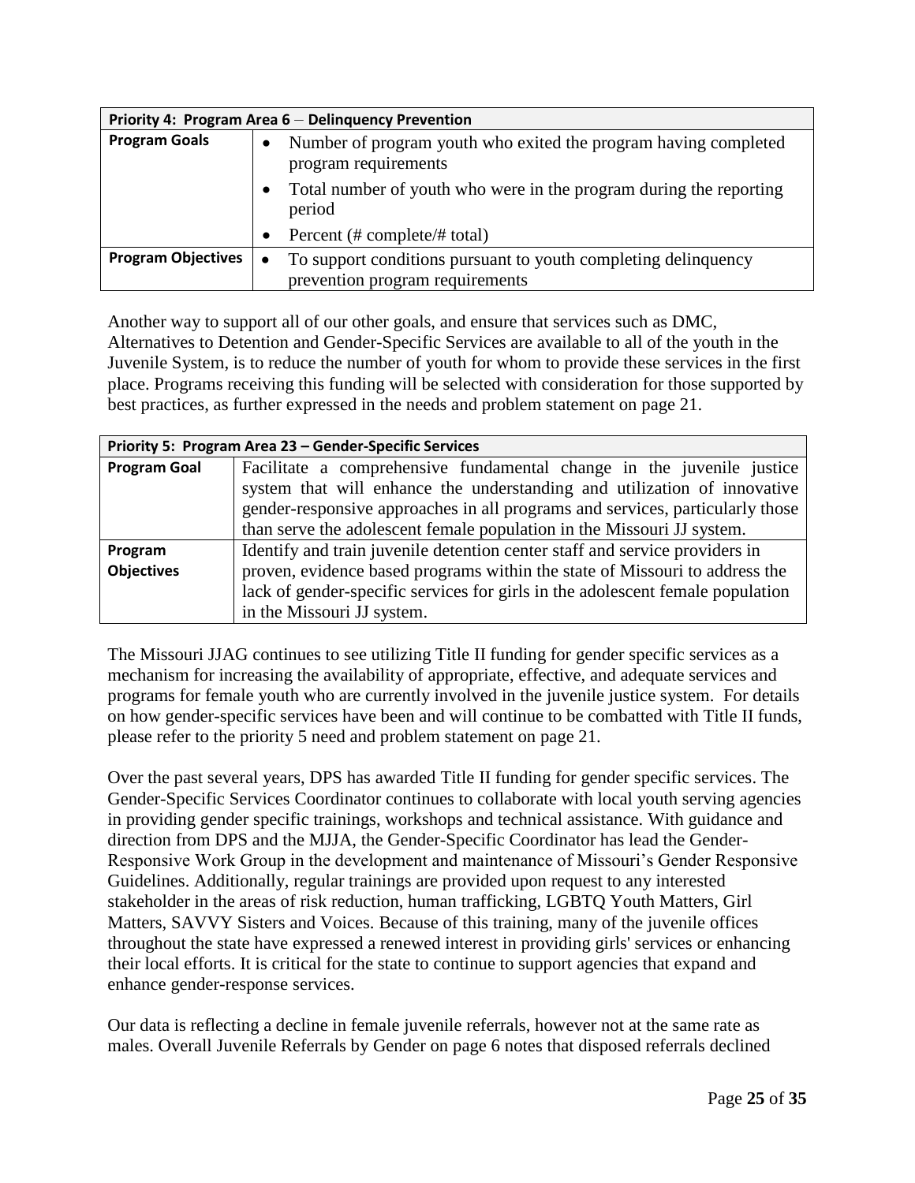| Priority 4: Program Area 6 – Delinquency Prevention | |
|---|---|
| **Program Goals** | • Number of program youth who exited the program having completed program requirements<br>• Total number of youth who were in the program during the reporting period<br>• Percent (# complete/# total) |
| **Program Objectives** | • To support conditions pursuant to youth completing delinquency prevention program requirements |

Another way to support all of our other goals, and ensure that services such as DMC, Alternatives to Detention and Gender-Specific Services are available to all of the youth in the Juvenile System, is to reduce the number of youth for whom to provide these services in the first place. Programs receiving this funding will be selected with consideration for those supported by best practices, as further expressed in the needs and problem statement on page 21.

| Priority 5: Program Area 23 – Gender-Specific Services | |
|---|---|
| **Program Goal** | Facilitate a comprehensive fundamental change in the juvenile justice system that will enhance the understanding and utilization of innovative gender-responsive approaches in all programs and services, particularly those than serve the adolescent female population in the Missouri JJ system. |
| **Program Objectives** | Identify and train juvenile detention center staff and service providers in proven, evidence based programs within the state of Missouri to address the lack of gender-specific services for girls in the adolescent female population in the Missouri JJ system. |

The Missouri JJAG continues to see utilizing Title II funding for gender specific services as a mechanism for increasing the availability of appropriate, effective, and adequate services and programs for female youth who are currently involved in the juvenile justice system. For details on how gender-specific services have been and will continue to be combatted with Title II funds, please refer to the priority 5 need and problem statement on page 21.

Over the past several years, DPS has awarded Title II funding for gender specific services. The Gender-Specific Services Coordinator continues to collaborate with local youth serving agencies in providing gender specific trainings, workshops and technical assistance. With guidance and direction from DPS and the MJJA, the Gender-Specific Coordinator has lead the Gender-Responsive Work Group in the development and maintenance of Missouri's Gender Responsive Guidelines. Additionally, regular trainings are provided upon request to any interested stakeholder in the areas of risk reduction, human trafficking, LGBTQ Youth Matters, Girl Matters, SAVVY Sisters and Voices. Because of this training, many of the juvenile offices throughout the state have expressed a renewed interest in providing girls' services or enhancing their local efforts. It is critical for the state to continue to support agencies that expand and enhance gender-response services.

Our data is reflecting a decline in female juvenile referrals, however not at the same rate as males. Overall Juvenile Referrals by Gender on page 6 notes that disposed referrals declined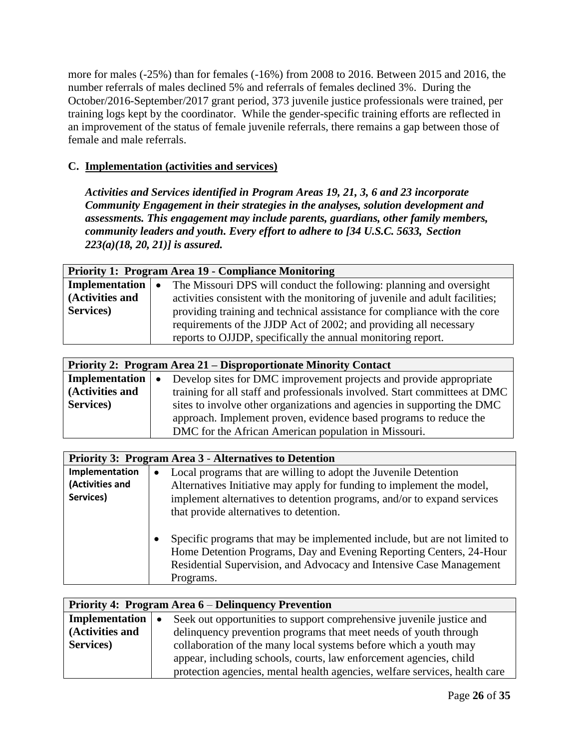more for males (-25%) than for females (-16%) from 2008 to 2016. Between 2015 and 2016, the number referrals of males declined 5% and referrals of females declined 3%. During the October/2016-September/2017 grant period, 373 juvenile justice professionals were trained, per training logs kept by the coordinator. While the gender-specific training efforts are reflected in an improvement of the status of female juvenile referrals, there remains a gap between those of female and male referrals.

### C. Implementation (activities and services)

***Activities and Services identified in Program Areas 19, 21, 3, 6 and 23 incorporate Community Engagement in their strategies in the analyses, solution development and assessments. This engagement may include parents, guardians, other family members, community leaders and youth. Every effort to adhere to [34 U.S.C. 5633, Section 223(a)(18, 20, 21)] is assured.***

| **Priority 1: Program Area 19 - Compliance Monitoring** | |
|---|---|
| **Implementation (Activities and Services)** | • The Missouri DPS will conduct the following: planning and oversight activities consistent with the monitoring of juvenile and adult facilities; providing training and technical assistance for compliance with the core requirements of the JJDP Act of 2002; and providing all necessary reports to OJJDP, specifically the annual monitoring report. |

| **Priority 2: Program Area 21 – Disproportionate Minority Contact** | |
|---|---|
| **Implementation (Activities and Services)** | • Develop sites for DMC improvement projects and provide appropriate training for all staff and professionals involved. Start committees at DMC sites to involve other organizations and agencies in supporting the DMC approach. Implement proven, evidence based programs to reduce the DMC for the African American population in Missouri. |

| **Priority 3: Program Area 3 - Alternatives to Detention** | |
|---|---|
| **Implementation (Activities and Services)** | • Local programs that are willing to adopt the Juvenile Detention Alternatives Initiative may apply for funding to implement the model, implement alternatives to detention programs, and/or to expand services that provide alternatives to detention.<br><br>• Specific programs that may be implemented include, but are not limited to Home Detention Programs, Day and Evening Reporting Centers, 24-Hour Residential Supervision, and Advocacy and Intensive Case Management Programs. |

| **Priority 4: Program Area 6 – Delinquency Prevention** | |
|---|---|
| **Implementation (Activities and Services)** | • Seek out opportunities to support comprehensive juvenile justice and delinquency prevention programs that meet needs of youth through collaboration of the many local systems before which a youth may appear, including schools, courts, law enforcement agencies, child protection agencies, mental health agencies, welfare services, health care |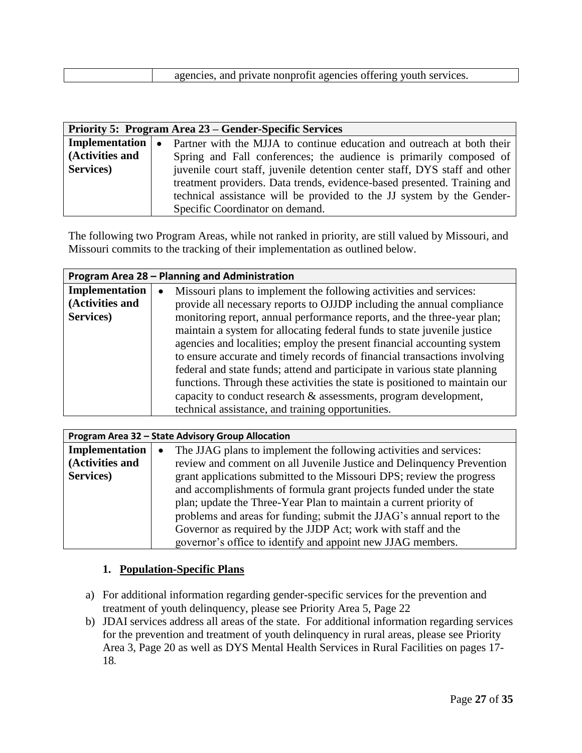| | agencies, and private nonprofit agencies offering youth services. |
|---|---|

| **Priority 5: Program Area 23 – Gender-Specific Services** | |
|---|---|
| **Implementation (Activities and Services)** | • Partner with the MJJA to continue education and outreach at both their Spring and Fall conferences; the audience is primarily composed of juvenile court staff, juvenile detention center staff, DYS staff and other treatment providers. Data trends, evidence-based presented. Training and technical assistance will be provided to the JJ system by the Gender-Specific Coordinator on demand. |

The following two Program Areas, while not ranked in priority, are still valued by Missouri, and Missouri commits to the tracking of their implementation as outlined below.

| **Program Area 28 – Planning and Administration** | |
|---|---|
| **Implementation (Activities and Services)** | • Missouri plans to implement the following activities and services: provide all necessary reports to OJJDP including the annual compliance monitoring report, annual performance reports, and the three-year plan; maintain a system for allocating federal funds to state juvenile justice agencies and localities; employ the present financial accounting system to ensure accurate and timely records of financial transactions involving federal and state funds; attend and participate in various state planning functions. Through these activities the state is positioned to maintain our capacity to conduct research & assessments, program development, technical assistance, and training opportunities. |

| **Program Area 32 – State Advisory Group Allocation** | |
|---|---|
| **Implementation (Activities and Services)** | • The JJAG plans to implement the following activities and services: review and comment on all Juvenile Justice and Delinquency Prevention grant applications submitted to the Missouri DPS; review the progress and accomplishments of formula grant projects funded under the state plan; update the Three-Year Plan to maintain a current priority of problems and areas for funding; submit the JJAG's annual report to the Governor as required by the JJDP Act; work with staff and the governor's office to identify and appoint new JJAG members. |

### 1. Population-Specific Plans

a) For additional information regarding gender-specific services for the prevention and treatment of youth delinquency, please see Priority Area 5, Page 22

b) JDAI services address all areas of the state. For additional information regarding services for the prevention and treatment of youth delinquency in rural areas, please see Priority Area 3, Page 20 as well as DYS Mental Health Services in Rural Facilities on pages 17-18.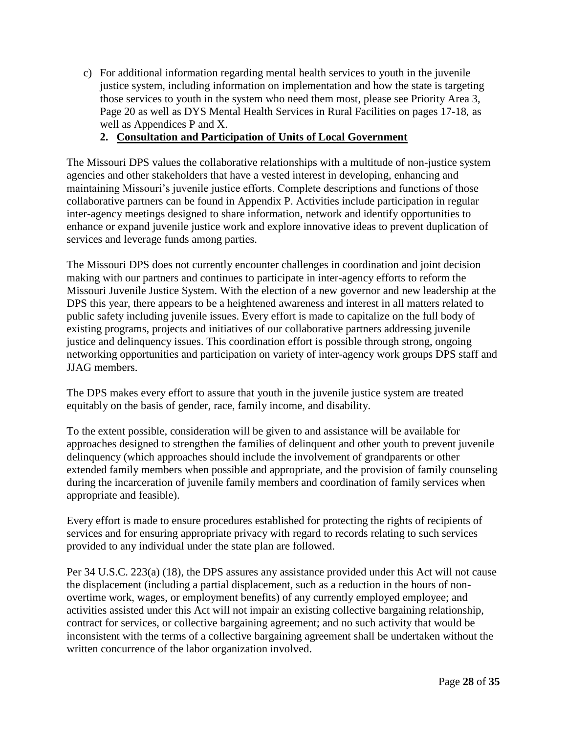c) For additional information regarding mental health services to youth in the juvenile justice system, including information on implementation and how the state is targeting those services to youth in the system who need them most, please see Priority Area 3, Page 20 as well as DYS Mental Health Services in Rural Facilities on pages 17-18*,* as well as Appendices P and X.

## 2. Consultation and Participation of Units of Local Government

The Missouri DPS values the collaborative relationships with a multitude of non-justice system agencies and other stakeholders that have a vested interest in developing, enhancing and maintaining Missouri's juvenile justice efforts. Complete descriptions and functions of those collaborative partners can be found in Appendix P. Activities include participation in regular inter-agency meetings designed to share information, network and identify opportunities to enhance or expand juvenile justice work and explore innovative ideas to prevent duplication of services and leverage funds among parties.

The Missouri DPS does not currently encounter challenges in coordination and joint decision making with our partners and continues to participate in inter-agency efforts to reform the Missouri Juvenile Justice System. With the election of a new governor and new leadership at the DPS this year, there appears to be a heightened awareness and interest in all matters related to public safety including juvenile issues. Every effort is made to capitalize on the full body of existing programs, projects and initiatives of our collaborative partners addressing juvenile justice and delinquency issues. This coordination effort is possible through strong, ongoing networking opportunities and participation on variety of inter-agency work groups DPS staff and JJAG members.

The DPS makes every effort to assure that youth in the juvenile justice system are treated equitably on the basis of gender, race, family income, and disability.

To the extent possible, consideration will be given to and assistance will be available for approaches designed to strengthen the families of delinquent and other youth to prevent juvenile delinquency (which approaches should include the involvement of grandparents or other extended family members when possible and appropriate, and the provision of family counseling during the incarceration of juvenile family members and coordination of family services when appropriate and feasible).

Every effort is made to ensure procedures established for protecting the rights of recipients of services and for ensuring appropriate privacy with regard to records relating to such services provided to any individual under the state plan are followed.

Per 34 U.S.C. 223(a) (18), the DPS assures any assistance provided under this Act will not cause the displacement (including a partial displacement, such as a reduction in the hours of non-overtime work, wages, or employment benefits) of any currently employed employee; and activities assisted under this Act will not impair an existing collective bargaining relationship, contract for services, or collective bargaining agreement; and no such activity that would be inconsistent with the terms of a collective bargaining agreement shall be undertaken without the written concurrence of the labor organization involved.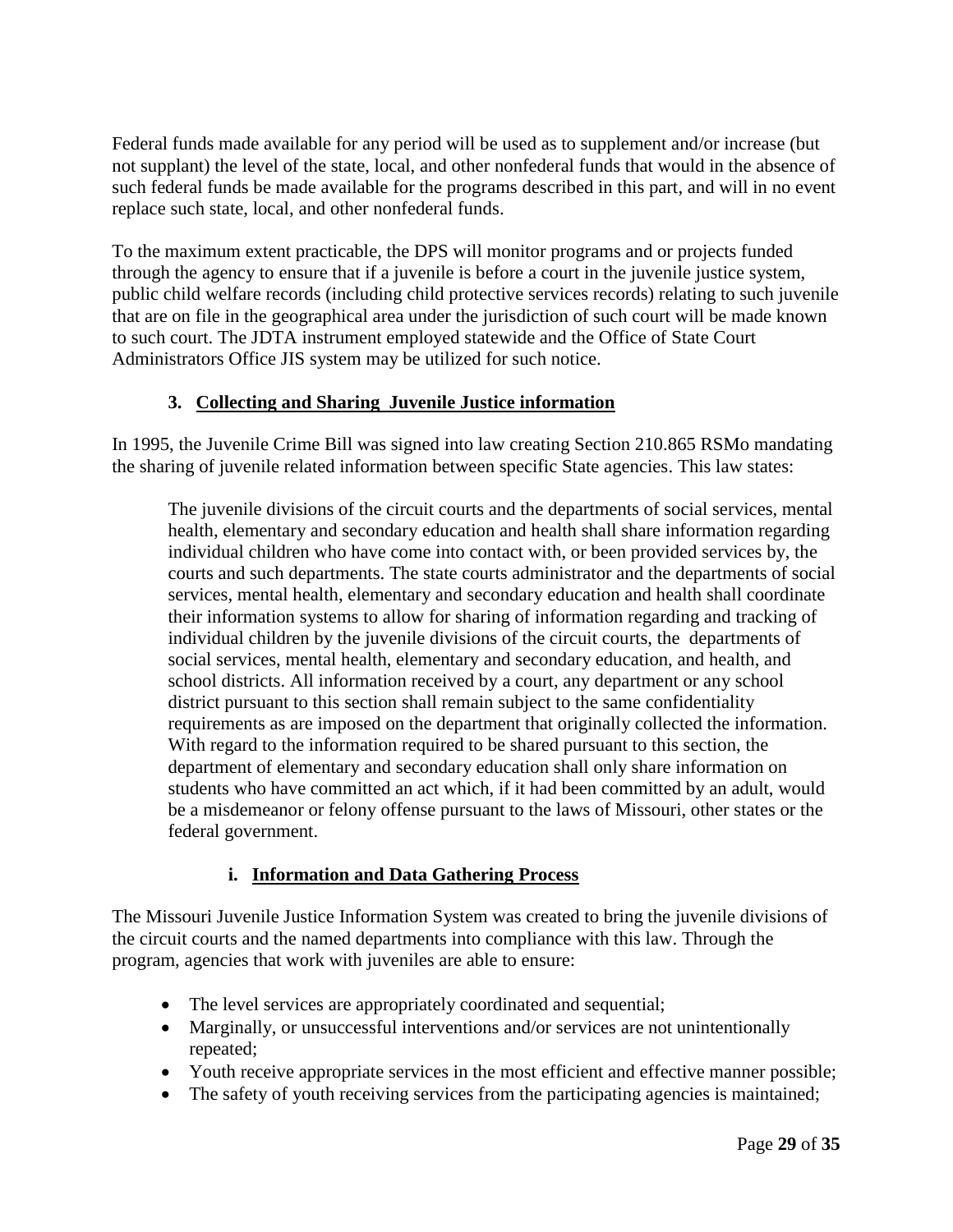Federal funds made available for any period will be used as to supplement and/or increase (but not supplant) the level of the state, local, and other nonfederal funds that would in the absence of such federal funds be made available for the programs described in this part, and will in no event replace such state, local, and other nonfederal funds.

To the maximum extent practicable, the DPS will monitor programs and or projects funded through the agency to ensure that if a juvenile is before a court in the juvenile justice system, public child welfare records (including child protective services records) relating to such juvenile that are on file in the geographical area under the jurisdiction of such court will be made known to such court. The JDTA instrument employed statewide and the Office of State Court Administrators Office JIS system may be utilized for such notice.

### 3. Collecting and Sharing Juvenile Justice information

In 1995, the Juvenile Crime Bill was signed into law creating Section 210.865 RSMo mandating the sharing of juvenile related information between specific State agencies. This law states:

> The juvenile divisions of the circuit courts and the departments of social services, mental health, elementary and secondary education and health shall share information regarding individual children who have come into contact with, or been provided services by, the courts and such departments. The state courts administrator and the departments of social services, mental health, elementary and secondary education and health shall coordinate their information systems to allow for sharing of information regarding and tracking of individual children by the juvenile divisions of the circuit courts, the departments of social services, mental health, elementary and secondary education, and health, and school districts. All information received by a court, any department or any school district pursuant to this section shall remain subject to the same confidentiality requirements as are imposed on the department that originally collected the information. With regard to the information required to be shared pursuant to this section, the department of elementary and secondary education shall only share information on students who have committed an act which, if it had been committed by an adult, would be a misdemeanor or felony offense pursuant to the laws of Missouri, other states or the federal government.

#### i. Information and Data Gathering Process

The Missouri Juvenile Justice Information System was created to bring the juvenile divisions of the circuit courts and the named departments into compliance with this law. Through the program, agencies that work with juveniles are able to ensure:

- The level services are appropriately coordinated and sequential;
- Marginally, or unsuccessful interventions and/or services are not unintentionally repeated;
- Youth receive appropriate services in the most efficient and effective manner possible;
- The safety of youth receiving services from the participating agencies is maintained;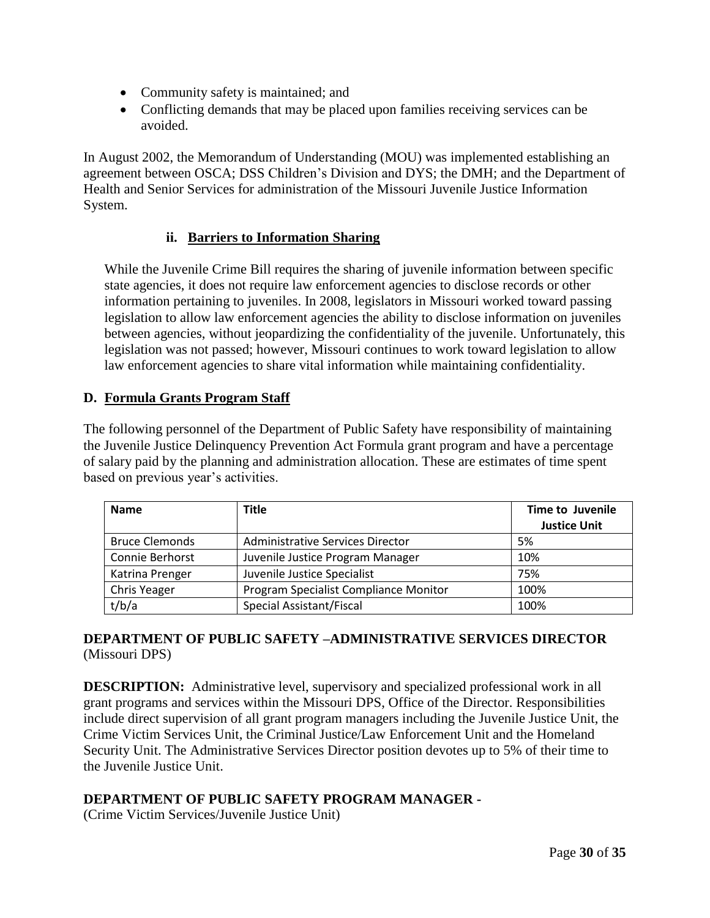- Community safety is maintained; and
- Conflicting demands that may be placed upon families receiving services can be avoided.

In August 2002, the Memorandum of Understanding (MOU) was implemented establishing an agreement between OSCA; DSS Children's Division and DYS; the DMH; and the Department of Health and Senior Services for administration of the Missouri Juvenile Justice Information System.

### ii. Barriers to Information Sharing

While the Juvenile Crime Bill requires the sharing of juvenile information between specific state agencies, it does not require law enforcement agencies to disclose records or other information pertaining to juveniles. In 2008, legislators in Missouri worked toward passing legislation to allow law enforcement agencies the ability to disclose information on juveniles between agencies, without jeopardizing the confidentiality of the juvenile. Unfortunately, this legislation was not passed; however, Missouri continues to work toward legislation to allow law enforcement agencies to share vital information while maintaining confidentiality.

## D. Formula Grants Program Staff

The following personnel of the Department of Public Safety have responsibility of maintaining the Juvenile Justice Delinquency Prevention Act Formula grant program and have a percentage of salary paid by the planning and administration allocation. These are estimates of time spent based on previous year's activities.

| Name | Title | Time to Juvenile Justice Unit |
|---|---|---|
| Bruce Clemonds | Administrative Services Director | 5% |
| Connie Berhorst | Juvenile Justice Program Manager | 10% |
| Katrina Prenger | Juvenile Justice Specialist | 75% |
| Chris Yeager | Program Specialist Compliance Monitor | 100% |
| t/b/a | Special Assistant/Fiscal | 100% |

**DEPARTMENT OF PUBLIC SAFETY –ADMINISTRATIVE SERVICES DIRECTOR**
(Missouri DPS)

**DESCRIPTION:** Administrative level, supervisory and specialized professional work in all grant programs and services within the Missouri DPS, Office of the Director. Responsibilities include direct supervision of all grant program managers including the Juvenile Justice Unit, the Crime Victim Services Unit, the Criminal Justice/Law Enforcement Unit and the Homeland Security Unit. The Administrative Services Director position devotes up to 5% of their time to the Juvenile Justice Unit.

**DEPARTMENT OF PUBLIC SAFETY PROGRAM MANAGER -**
(Crime Victim Services/Juvenile Justice Unit)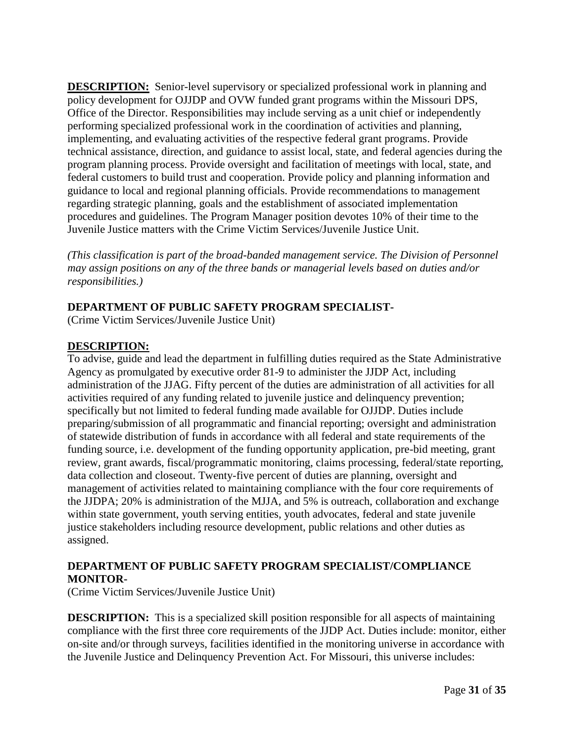**DESCRIPTION:** Senior-level supervisory or specialized professional work in planning and policy development for OJJDP and OVW funded grant programs within the Missouri DPS, Office of the Director. Responsibilities may include serving as a unit chief or independently performing specialized professional work in the coordination of activities and planning, implementing, and evaluating activities of the respective federal grant programs. Provide technical assistance, direction, and guidance to assist local, state, and federal agencies during the program planning process. Provide oversight and facilitation of meetings with local, state, and federal customers to build trust and cooperation. Provide policy and planning information and guidance to local and regional planning officials. Provide recommendations to management regarding strategic planning, goals and the establishment of associated implementation procedures and guidelines. The Program Manager position devotes 10% of their time to the Juvenile Justice matters with the Crime Victim Services/Juvenile Justice Unit.

*(This classification is part of the broad-banded management service. The Division of Personnel may assign positions on any of the three bands or managerial levels based on duties and/or responsibilities.)*

**DEPARTMENT OF PUBLIC SAFETY PROGRAM SPECIALIST-**
(Crime Victim Services/Juvenile Justice Unit)

**DESCRIPTION:**
To advise, guide and lead the department in fulfilling duties required as the State Administrative Agency as promulgated by executive order 81-9 to administer the JJDP Act, including administration of the JJAG. Fifty percent of the duties are administration of all activities for all activities required of any funding related to juvenile justice and delinquency prevention; specifically but not limited to federal funding made available for OJJDP. Duties include preparing/submission of all programmatic and financial reporting; oversight and administration of statewide distribution of funds in accordance with all federal and state requirements of the funding source, i.e. development of the funding opportunity application, pre-bid meeting, grant review, grant awards, fiscal/programmatic monitoring, claims processing, federal/state reporting, data collection and closeout. Twenty-five percent of duties are planning, oversight and management of activities related to maintaining compliance with the four core requirements of the JJDPA; 20% is administration of the MJJA, and 5% is outreach, collaboration and exchange within state government, youth serving entities, youth advocates, federal and state juvenile justice stakeholders including resource development, public relations and other duties as assigned.

**DEPARTMENT OF PUBLIC SAFETY PROGRAM SPECIALIST/COMPLIANCE MONITOR-**
(Crime Victim Services/Juvenile Justice Unit)

**DESCRIPTION:** This is a specialized skill position responsible for all aspects of maintaining compliance with the first three core requirements of the JJDP Act. Duties include: monitor, either on-site and/or through surveys, facilities identified in the monitoring universe in accordance with the Juvenile Justice and Delinquency Prevention Act. For Missouri, this universe includes: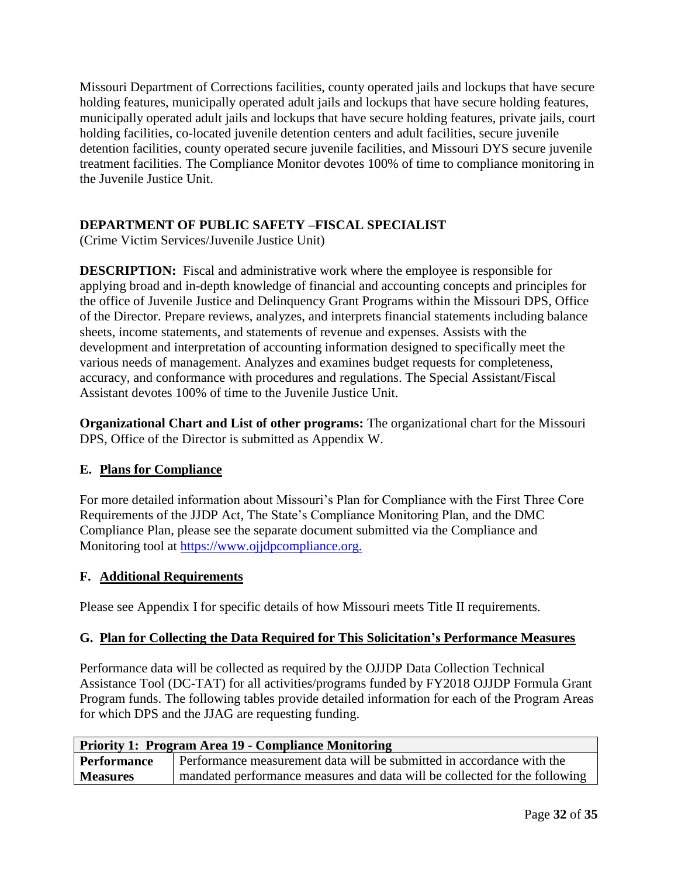Missouri Department of Corrections facilities, county operated jails and lockups that have secure holding features, municipally operated adult jails and lockups that have secure holding features, municipally operated adult jails and lockups that have secure holding features, private jails, court holding facilities, co-located juvenile detention centers and adult facilities, secure juvenile detention facilities, county operated secure juvenile facilities, and Missouri DYS secure juvenile treatment facilities. The Compliance Monitor devotes 100% of time to compliance monitoring in the Juvenile Justice Unit.

**DEPARTMENT OF PUBLIC SAFETY –FISCAL SPECIALIST**
(Crime Victim Services/Juvenile Justice Unit)

**DESCRIPTION:** Fiscal and administrative work where the employee is responsible for applying broad and in-depth knowledge of financial and accounting concepts and principles for the office of Juvenile Justice and Delinquency Grant Programs within the Missouri DPS, Office of the Director. Prepare reviews, analyzes, and interprets financial statements including balance sheets, income statements, and statements of revenue and expenses. Assists with the development and interpretation of accounting information designed to specifically meet the various needs of management. Analyzes and examines budget requests for completeness, accuracy, and conformance with procedures and regulations. The Special Assistant/Fiscal Assistant devotes 100% of time to the Juvenile Justice Unit.

**Organizational Chart and List of other programs:** The organizational chart for the Missouri DPS, Office of the Director is submitted as Appendix W.

## E. Plans for Compliance

For more detailed information about Missouri's Plan for Compliance with the First Three Core Requirements of the JJDP Act, The State's Compliance Monitoring Plan, and the DMC Compliance Plan, please see the separate document submitted via the Compliance and Monitoring tool at https://www.ojjdpcompliance.org.

## F. Additional Requirements

Please see Appendix I for specific details of how Missouri meets Title II requirements.

## G. Plan for Collecting the Data Required for This Solicitation's Performance Measures

Performance data will be collected as required by the OJJDP Data Collection Technical Assistance Tool (DC-TAT) for all activities/programs funded by FY2018 OJJDP Formula Grant Program funds. The following tables provide detailed information for each of the Program Areas for which DPS and the JJAG are requesting funding.

| **Priority 1: Program Area 19 - Compliance Monitoring** | |
|---|---|
| **Performance Measures** | Performance measurement data will be submitted in accordance with the mandated performance measures and data will be collected for the following |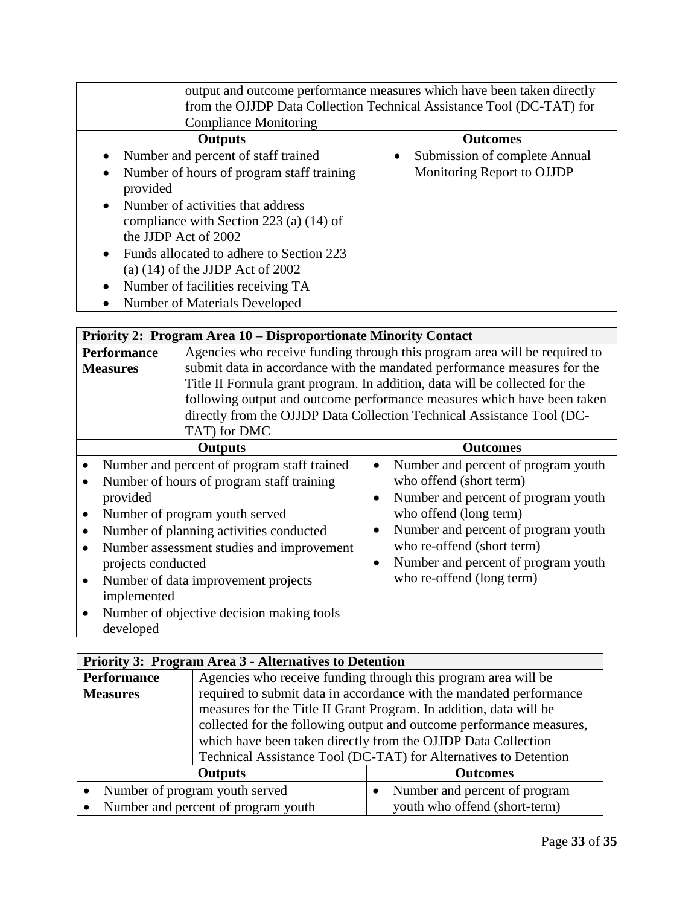| | output and outcome performance measures which have been taken directly from the OJJDP Data Collection Technical Assistance Tool (DC-TAT) for Compliance Monitoring |
|---|---|
| **Outputs** | **Outcomes** |
| • Number and percent of staff trained<br>• Number of hours of program staff training provided<br>• Number of activities that address compliance with Section 223 (a) (14) of the JJDP Act of 2002<br>• Funds allocated to adhere to Section 223 (a) (14) of the JJDP Act of 2002<br>• Number of facilities receiving TA<br>• Number of Materials Developed | • Submission of complete Annual Monitoring Report to OJJDP |

| **Priority 2: Program Area 10 – Disproportionate Minority Contact** | |
|---|---|
| **Performance Measures** | Agencies who receive funding through this program area will be required to submit data in accordance with the mandated performance measures for the Title II Formula grant program. In addition, data will be collected for the following output and outcome performance measures which have been taken directly from the OJJDP Data Collection Technical Assistance Tool (DC-TAT) for DMC |
| **Outputs** | **Outcomes** |
| • Number and percent of program staff trained<br>• Number of hours of program staff training provided<br>• Number of program youth served<br>• Number of planning activities conducted<br>• Number assessment studies and improvement projects conducted<br>• Number of data improvement projects implemented<br>• Number of objective decision making tools developed | • Number and percent of program youth who offend (short term)<br>• Number and percent of program youth who offend (long term)<br>• Number and percent of program youth who re-offend (short term)<br>• Number and percent of program youth who re-offend (long term) |

| **Priority 3: Program Area 3 - Alternatives to Detention** | |
|---|---|
| **Performance Measures** | Agencies who receive funding through this program area will be required to submit data in accordance with the mandated performance measures for the Title II Grant Program. In addition, data will be collected for the following output and outcome performance measures, which have been taken directly from the OJJDP Data Collection Technical Assistance Tool (DC-TAT) for Alternatives to Detention |
| **Outputs** | **Outcomes** |
| • Number of program youth served<br>• Number and percent of program youth | • Number and percent of program youth who offend (short-term) |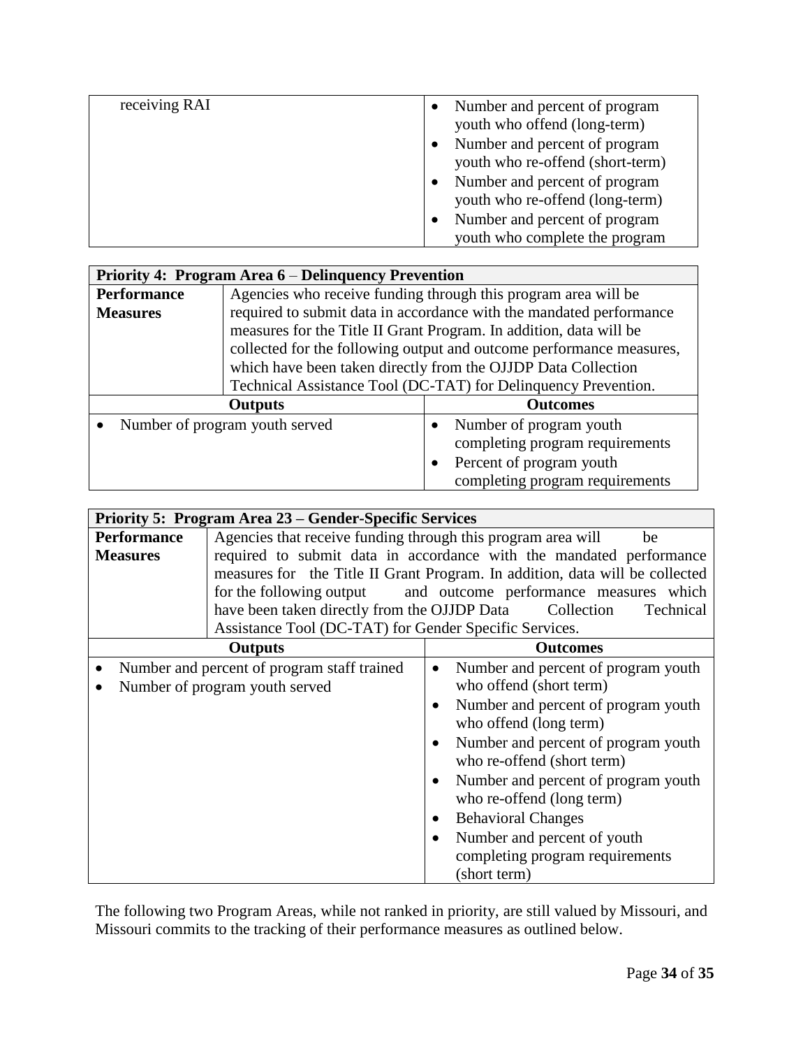| receiving RAI | • Number and percent of program youth who offend (long-term)<br>• Number and percent of program youth who re-offend (short-term)<br>• Number and percent of program youth who re-offend (long-term)<br>• Number and percent of program youth who complete the program |
|---|---|

| **Priority 4: Program Area 6 – Delinquency Prevention** | | |
|---|---|---|
| **Performance Measures** | Agencies who receive funding through this program area will be required to submit data in accordance with the mandated performance measures for the Title II Grant Program. In addition, data will be collected for the following output and outcome performance measures, which have been taken directly from the OJJDP Data Collection Technical Assistance Tool (DC-TAT) for Delinquency Prevention. | |
| **Outputs** | | **Outcomes** |
| • Number of program youth served | | • Number of program youth completing program requirements<br>• Percent of program youth completing program requirements |

| **Priority 5: Program Area 23 – Gender-Specific Services** | | |
|---|---|---|
| **Performance Measures** | Agencies that receive funding through this program area will be required to submit data in accordance with the mandated performance measures for the Title II Grant Program. In addition, data will be collected for the following output and outcome performance measures which have been taken directly from the OJJDP Data Collection Technical Assistance Tool (DC-TAT) for Gender Specific Services. | |
| **Outputs** | | **Outcomes** |
| • Number and percent of program staff trained<br>• Number of program youth served | | • Number and percent of program youth who offend (short term)<br>• Number and percent of program youth who offend (long term)<br>• Number and percent of program youth who re-offend (short term)<br>• Number and percent of program youth who re-offend (long term)<br>• Behavioral Changes<br>• Number and percent of youth completing program requirements (short term) |

The following two Program Areas, while not ranked in priority, are still valued by Missouri, and Missouri commits to the tracking of their performance measures as outlined below.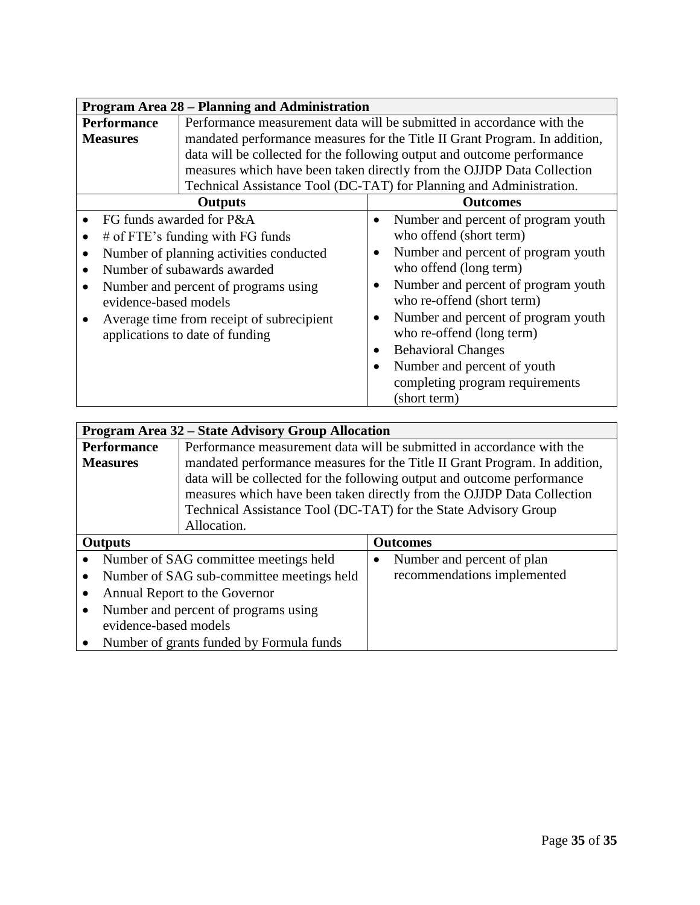| Program Area 28 – Planning and Administration | | |
|---|---|---|
| **Performance Measures** | Performance measurement data will be submitted in accordance with the mandated performance measures for the Title II Grant Program. In addition, data will be collected for the following output and outcome performance measures which have been taken directly from the OJJDP Data Collection Technical Assistance Tool (DC-TAT) for Planning and Administration. | |
| **Outputs** | | **Outcomes** |
| • FG funds awarded for P&A<br>• # of FTE's funding with FG funds<br>• Number of planning activities conducted<br>• Number of subawards awarded<br>• Number and percent of programs using evidence-based models<br>• Average time from receipt of subrecipient applications to date of funding | | • Number and percent of program youth who offend (short term)<br>• Number and percent of program youth who offend (long term)<br>• Number and percent of program youth who re-offend (short term)<br>• Number and percent of program youth who re-offend (long term)<br>• Behavioral Changes<br>• Number and percent of youth completing program requirements (short term) |

| Program Area 32 – State Advisory Group Allocation | | |
|---|---|---|
| **Performance Measures** | Performance measurement data will be submitted in accordance with the mandated performance measures for the Title II Grant Program. In addition, data will be collected for the following output and outcome performance measures which have been taken directly from the OJJDP Data Collection Technical Assistance Tool (DC-TAT) for the State Advisory Group Allocation. | |
| **Outputs** | | **Outcomes** |
| • Number of SAG committee meetings held<br>• Number of SAG sub-committee meetings held<br>• Annual Report to the Governor<br>• Number and percent of programs using evidence-based models<br>• Number of grants funded by Formula funds | | • Number and percent of plan recommendations implemented |